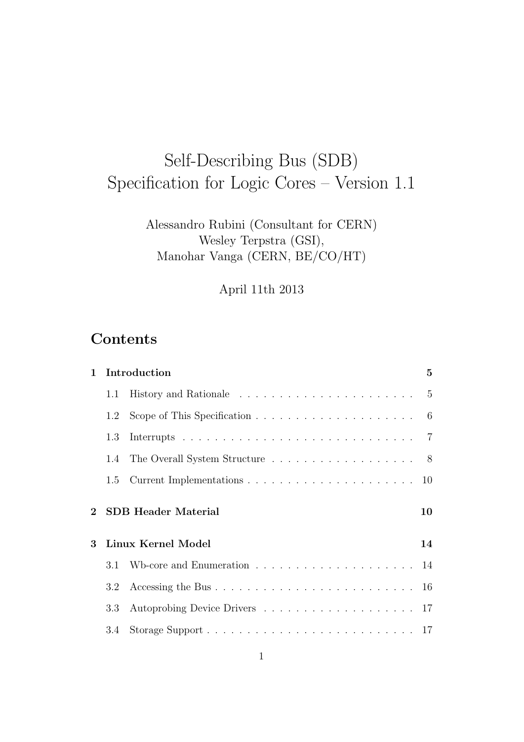# Self-Describing Bus (SDB) Specification for Logic Cores – Version 1.1

Alessandro Rubini (Consultant for CERN)
Wesley Terpstra (GSI),
Manohar Vanga (CERN, BE/CO/HT)

April 11th 2013

## Contents

**1 Introduction** **5**

- 1.1 History and Rationale . . . . . . . . . . . . . . . . . . . . . . 5
- 1.2 Scope of This Specification . . . . . . . . . . . . . . . . . . . . 6
- 1.3 Interrupts . . . . . . . . . . . . . . . . . . . . . . . . . . . . . 7
- 1.4 The Overall System Structure . . . . . . . . . . . . . . . . . . 8
- 1.5 Current Implementations . . . . . . . . . . . . . . . . . . . . . 10

**2 SDB Header Material** **10**

**3 Linux Kernel Model** **14**

- 3.1 Wb-core and Enumeration . . . . . . . . . . . . . . . . . . . . 14
- 3.2 Accessing the Bus . . . . . . . . . . . . . . . . . . . . . . . . . 16
- 3.3 Autoprobing Device Drivers . . . . . . . . . . . . . . . . . . . 17
- 3.4 Storage Support . . . . . . . . . . . . . . . . . . . . . . . . . . 17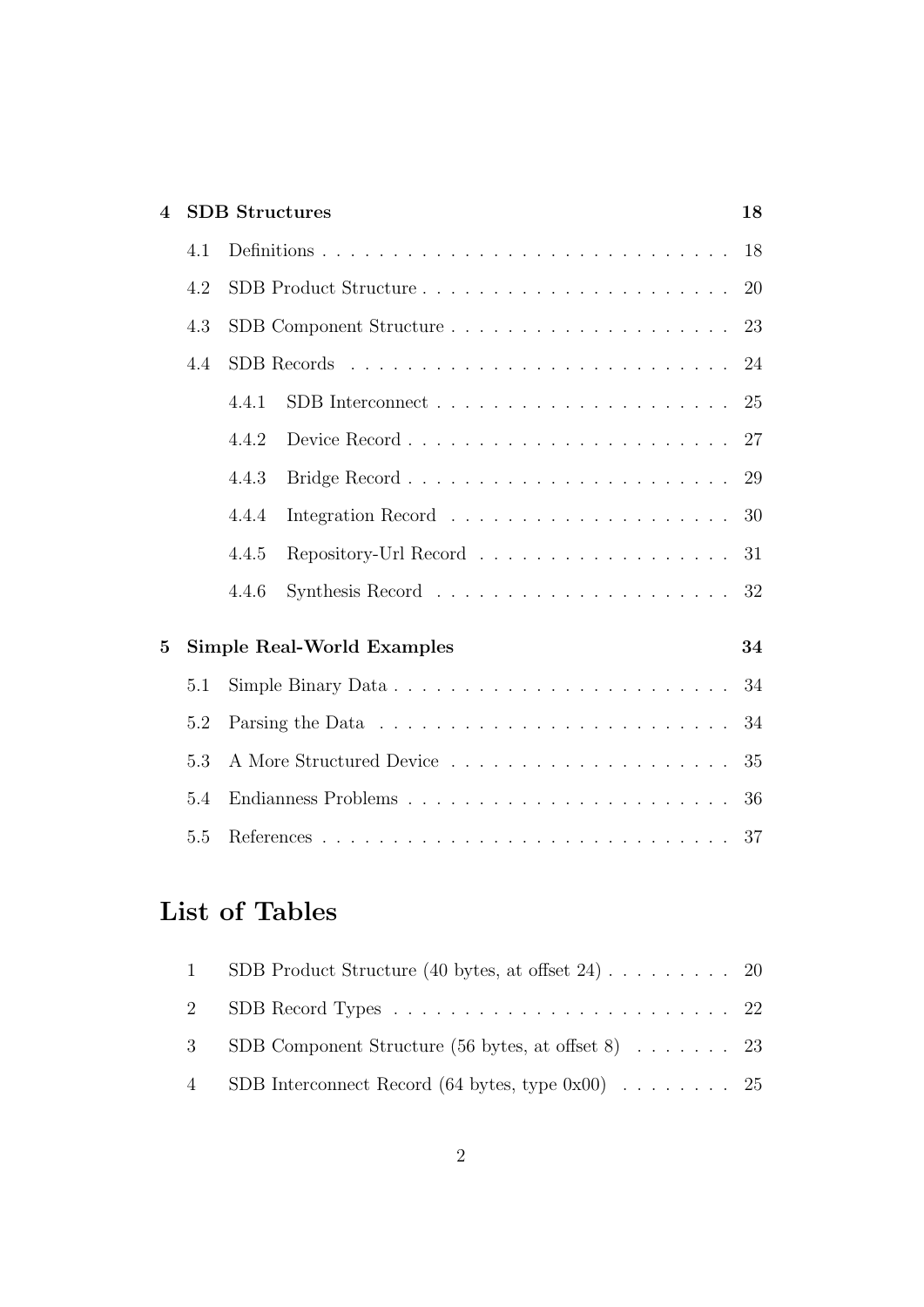**4 SDB Structures** **18**

- 4.1 Definitions . . . . . . . . . . . . . . . . . . . . . . . . . . . . . 18
- 4.2 SDB Product Structure . . . . . . . . . . . . . . . . . . . . . . . 20
- 4.3 SDB Component Structure . . . . . . . . . . . . . . . . . . . . 23
- 4.4 SDB Records . . . . . . . . . . . . . . . . . . . . . . . . . . . 24
  - 4.4.1 SDB Interconnect . . . . . . . . . . . . . . . . . . . . . 25
  - 4.4.2 Device Record . . . . . . . . . . . . . . . . . . . . . . . 27
  - 4.4.3 Bridge Record . . . . . . . . . . . . . . . . . . . . . . . 29
  - 4.4.4 Integration Record . . . . . . . . . . . . . . . . . . . . 30
  - 4.4.5 Repository-Url Record . . . . . . . . . . . . . . . . . . 31
  - 4.4.6 Synthesis Record . . . . . . . . . . . . . . . . . . . . . 32

**5 Simple Real-World Examples** **34**

- 5.1 Simple Binary Data . . . . . . . . . . . . . . . . . . . . . . . . 34
- 5.2 Parsing the Data . . . . . . . . . . . . . . . . . . . . . . . . . 34
- 5.3 A More Structured Device . . . . . . . . . . . . . . . . . . . . 35
- 5.4 Endianness Problems . . . . . . . . . . . . . . . . . . . . . . . 36
- 5.5 References . . . . . . . . . . . . . . . . . . . . . . . . . . . . . 37

# List of Tables

1. SDB Product Structure (40 bytes, at offset 24) . . . . . . . . . 20
2. SDB Record Types . . . . . . . . . . . . . . . . . . . . . . . . 22
3. SDB Component Structure (56 bytes, at offset 8) . . . . . . . 23
4. SDB Interconnect Record (64 bytes, type 0x00) . . . . . . . . 25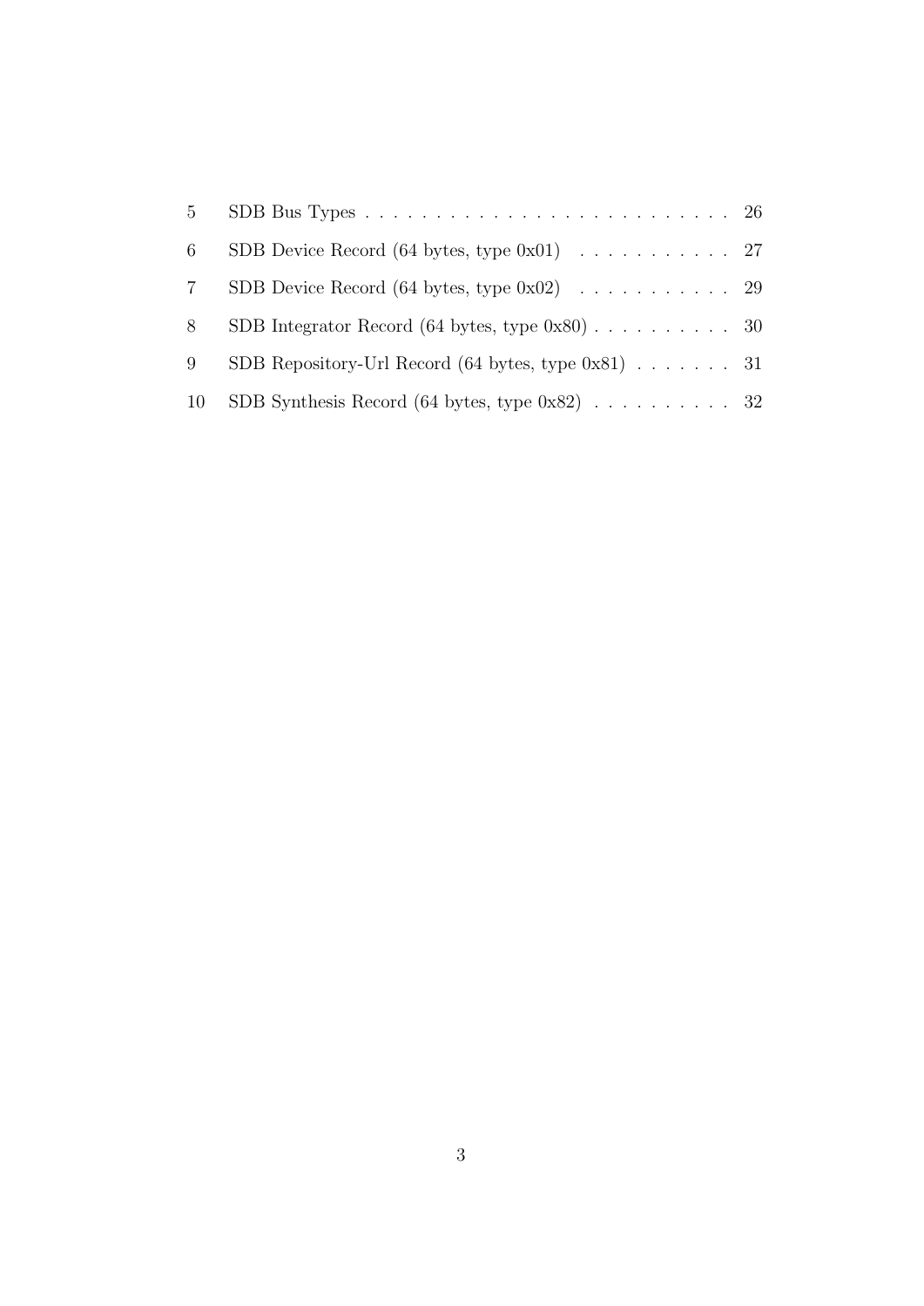| | | |
|---|---|---|
| 5 | SDB Bus Types | 26 |
| 6 | SDB Device Record (64 bytes, type 0x01) | 27 |
| 7 | SDB Device Record (64 bytes, type 0x02) | 29 |
| 8 | SDB Integrator Record (64 bytes, type 0x80) | 30 |
| 9 | SDB Repository-Url Record (64 bytes, type 0x81) | 31 |
| 10 | SDB Synthesis Record (64 bytes, type 0x82) | 32 |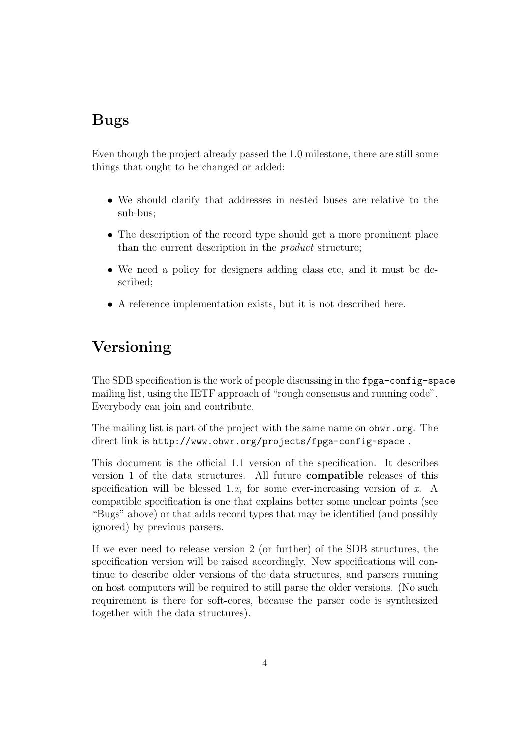## Bugs

Even though the project already passed the 1.0 milestone, there are still some things that ought to be changed or added:

- We should clarify that addresses in nested buses are relative to the sub-bus;
- The description of the record type should get a more prominent place than the current description in the *product* structure;
- We need a policy for designers adding class etc, and it must be described;
- A reference implementation exists, but it is not described here.

## Versioning

The SDB specification is the work of people discussing in the `fpga-config-space` mailing list, using the IETF approach of "rough consensus and running code". Everybody can join and contribute.

The mailing list is part of the project with the same name on `ohwr.org`. The direct link is `http://www.ohwr.org/projects/fpga-config-space` .

This document is the official 1.1 version of the specification. It describes version 1 of the data structures. All future **compatible** releases of this specification will be blessed 1.*x*, for some ever-increasing version of *x*. A compatible specification is one that explains better some unclear points (see "Bugs" above) or that adds record types that may be identified (and possibly ignored) by previous parsers.

If we ever need to release version 2 (or further) of the SDB structures, the specification version will be raised accordingly. New specifications will continue to describe older versions of the data structures, and parsers running on host computers will be required to still parse the older versions. (No such requirement is there for soft-cores, because the parser code is synthesized together with the data structures).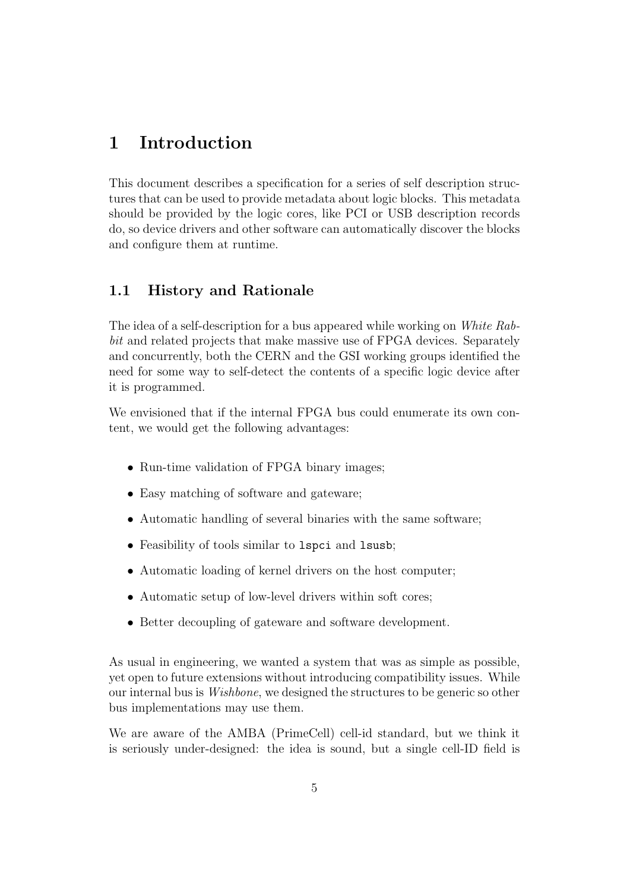# 1 Introduction

This document describes a specification for a series of self description structures that can be used to provide metadata about logic blocks. This metadata should be provided by the logic cores, like PCI or USB description records do, so device drivers and other software can automatically discover the blocks and configure them at runtime.

## 1.1 History and Rationale

The idea of a self-description for a bus appeared while working on *White Rabbit* and related projects that make massive use of FPGA devices. Separately and concurrently, both the CERN and the GSI working groups identified the need for some way to self-detect the contents of a specific logic device after it is programmed.

We envisioned that if the internal FPGA bus could enumerate its own content, we would get the following advantages:

- Run-time validation of FPGA binary images;
- Easy matching of software and gateware;
- Automatic handling of several binaries with the same software;
- Feasibility of tools similar to `lspci` and `lsusb`;
- Automatic loading of kernel drivers on the host computer;
- Automatic setup of low-level drivers within soft cores;
- Better decoupling of gateware and software development.

As usual in engineering, we wanted a system that was as simple as possible, yet open to future extensions without introducing compatibility issues. While our internal bus is *Wishbone*, we designed the structures to be generic so other bus implementations may use them.

We are aware of the AMBA (PrimeCell) cell-id standard, but we think it is seriously under-designed: the idea is sound, but a single cell-ID field is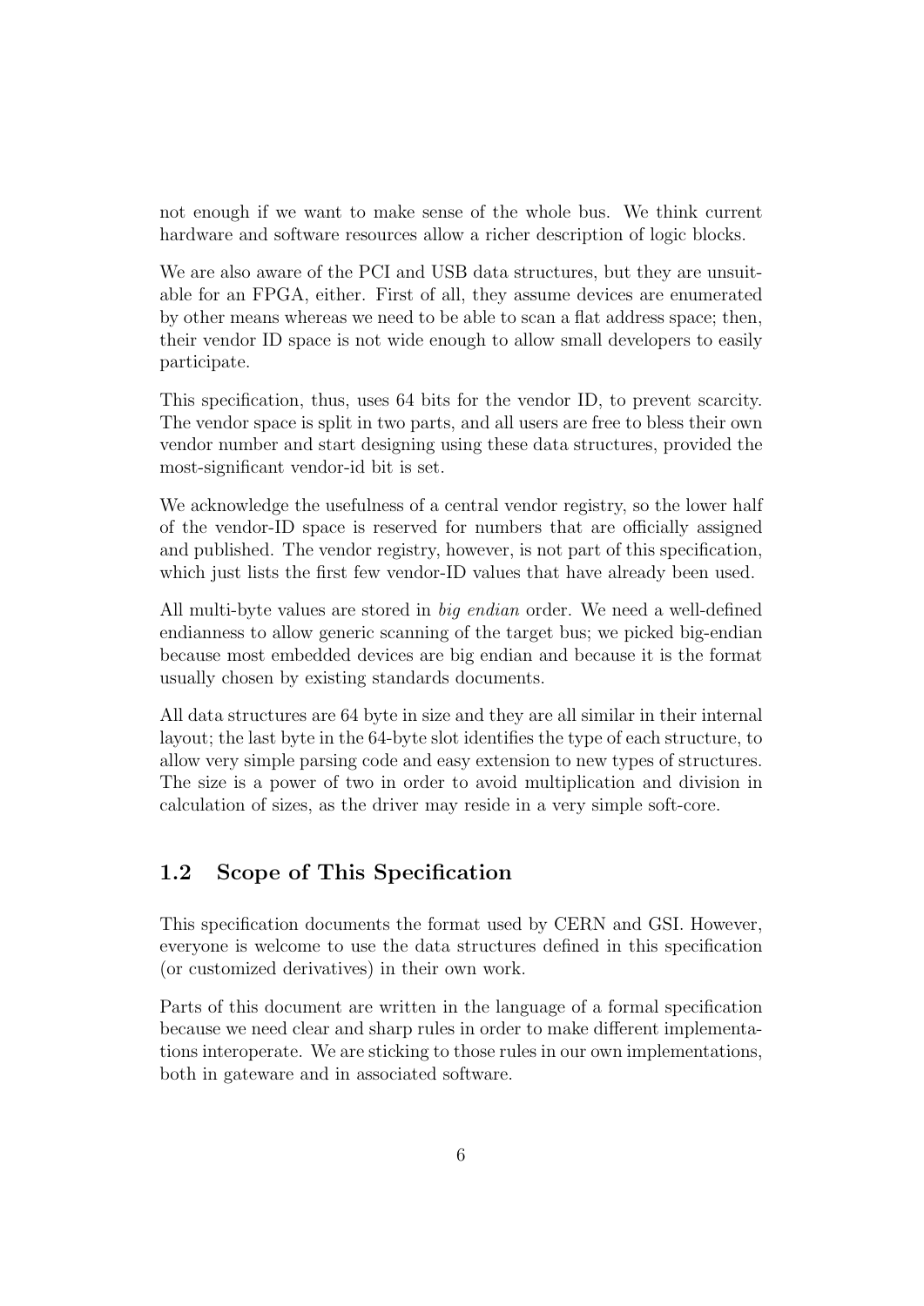not enough if we want to make sense of the whole bus. We think current hardware and software resources allow a richer description of logic blocks.

We are also aware of the PCI and USB data structures, but they are unsuitable for an FPGA, either. First of all, they assume devices are enumerated by other means whereas we need to be able to scan a flat address space; then, their vendor ID space is not wide enough to allow small developers to easily participate.

This specification, thus, uses 64 bits for the vendor ID, to prevent scarcity. The vendor space is split in two parts, and all users are free to bless their own vendor number and start designing using these data structures, provided the most-significant vendor-id bit is set.

We acknowledge the usefulness of a central vendor registry, so the lower half of the vendor-ID space is reserved for numbers that are officially assigned and published. The vendor registry, however, is not part of this specification, which just lists the first few vendor-ID values that have already been used.

All multi-byte values are stored in *big endian* order. We need a well-defined endianness to allow generic scanning of the target bus; we picked big-endian because most embedded devices are big endian and because it is the format usually chosen by existing standards documents.

All data structures are 64 byte in size and they are all similar in their internal layout; the last byte in the 64-byte slot identifies the type of each structure, to allow very simple parsing code and easy extension to new types of structures. The size is a power of two in order to avoid multiplication and division in calculation of sizes, as the driver may reside in a very simple soft-core.

## 1.2 Scope of This Specification

This specification documents the format used by CERN and GSI. However, everyone is welcome to use the data structures defined in this specification (or customized derivatives) in their own work.

Parts of this document are written in the language of a formal specification because we need clear and sharp rules in order to make different implementations interoperate. We are sticking to those rules in our own implementations, both in gateware and in associated software.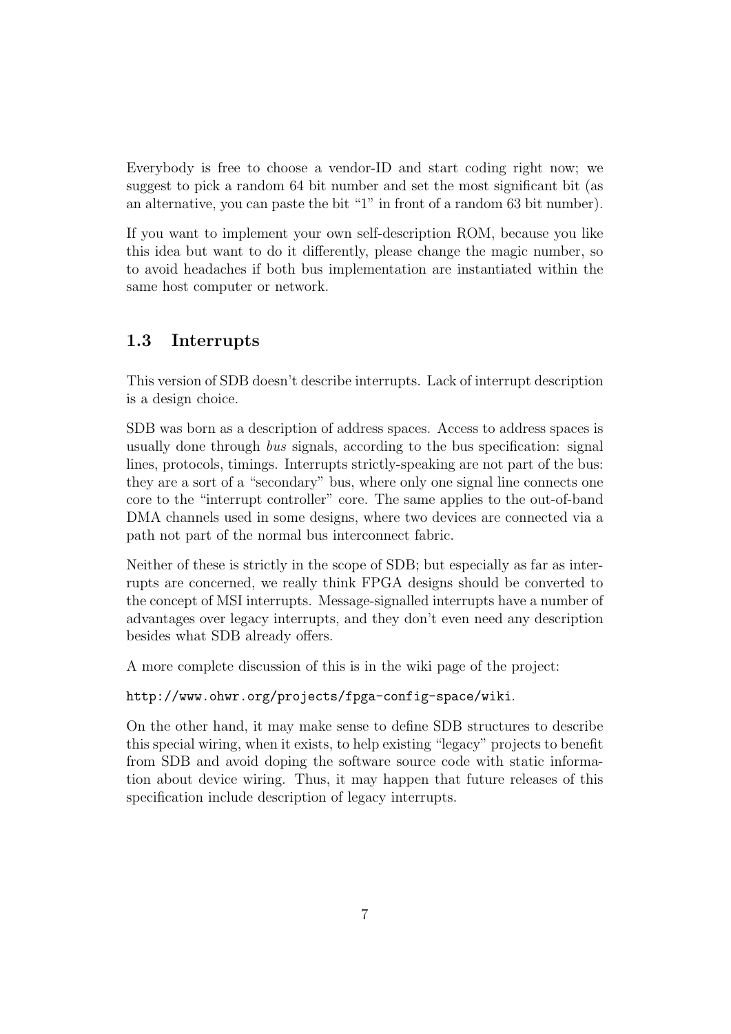Everybody is free to choose a vendor-ID and start coding right now; we suggest to pick a random 64 bit number and set the most significant bit (as an alternative, you can paste the bit "1" in front of a random 63 bit number).

If you want to implement your own self-description ROM, because you like this idea but want to do it differently, please change the magic number, so to avoid headaches if both bus implementation are instantiated within the same host computer or network.

## 1.3 Interrupts

This version of SDB doesn't describe interrupts. Lack of interrupt description is a design choice.

SDB was born as a description of address spaces. Access to address spaces is usually done through *bus* signals, according to the bus specification: signal lines, protocols, timings. Interrupts strictly-speaking are not part of the bus: they are a sort of a "secondary" bus, where only one signal line connects one core to the "interrupt controller" core. The same applies to the out-of-band DMA channels used in some designs, where two devices are connected via a path not part of the normal bus interconnect fabric.

Neither of these is strictly in the scope of SDB; but especially as far as interrupts are concerned, we really think FPGA designs should be converted to the concept of MSI interrupts. Message-signalled interrupts have a number of advantages over legacy interrupts, and they don't even need any description besides what SDB already offers.

A more complete discussion of this is in the wiki page of the project:

`http://www.ohwr.org/projects/fpga-config-space/wiki`.

On the other hand, it may make sense to define SDB structures to describe this special wiring, when it exists, to help existing "legacy" projects to benefit from SDB and avoid doping the software source code with static information about device wiring. Thus, it may happen that future releases of this specification include description of legacy interrupts.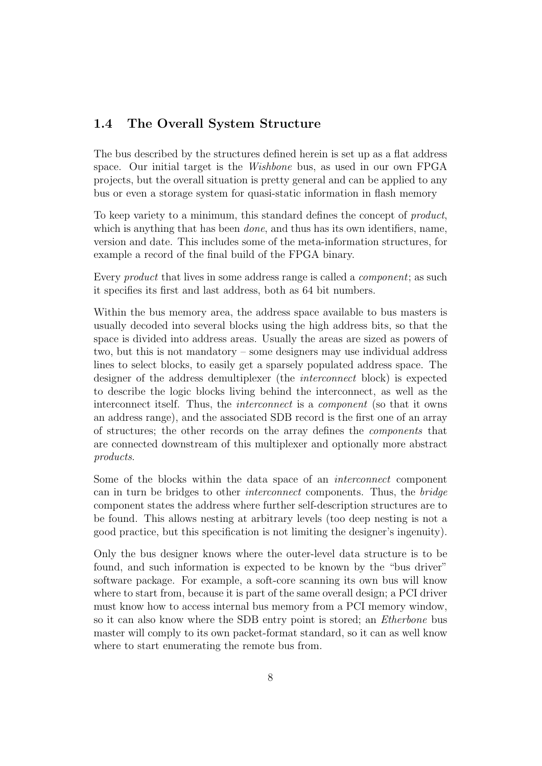## 1.4 The Overall System Structure

The bus described by the structures defined herein is set up as a flat address space. Our initial target is the *Wishbone* bus, as used in our own FPGA projects, but the overall situation is pretty general and can be applied to any bus or even a storage system for quasi-static information in flash memory

To keep variety to a minimum, this standard defines the concept of *product*, which is anything that has been *done*, and thus has its own identifiers, name, version and date. This includes some of the meta-information structures, for example a record of the final build of the FPGA binary.

Every *product* that lives in some address range is called a *component*; as such it specifies its first and last address, both as 64 bit numbers.

Within the bus memory area, the address space available to bus masters is usually decoded into several blocks using the high address bits, so that the space is divided into address areas. Usually the areas are sized as powers of two, but this is not mandatory – some designers may use individual address lines to select blocks, to easily get a sparsely populated address space. The designer of the address demultiplexer (the *interconnect* block) is expected to describe the logic blocks living behind the interconnect, as well as the interconnect itself. Thus, the *interconnect* is a *component* (so that it owns an address range), and the associated SDB record is the first one of an array of structures; the other records on the array defines the *components* that are connected downstream of this multiplexer and optionally more abstract *products*.

Some of the blocks within the data space of an *interconnect* component can in turn be bridges to other *interconnect* components. Thus, the *bridge* component states the address where further self-description structures are to be found. This allows nesting at arbitrary levels (too deep nesting is not a good practice, but this specification is not limiting the designer's ingenuity).

Only the bus designer knows where the outer-level data structure is to be found, and such information is expected to be known by the "bus driver" software package. For example, a soft-core scanning its own bus will know where to start from, because it is part of the same overall design; a PCI driver must know how to access internal bus memory from a PCI memory window, so it can also know where the SDB entry point is stored; an *Etherbone* bus master will comply to its own packet-format standard, so it can as well know where to start enumerating the remote bus from.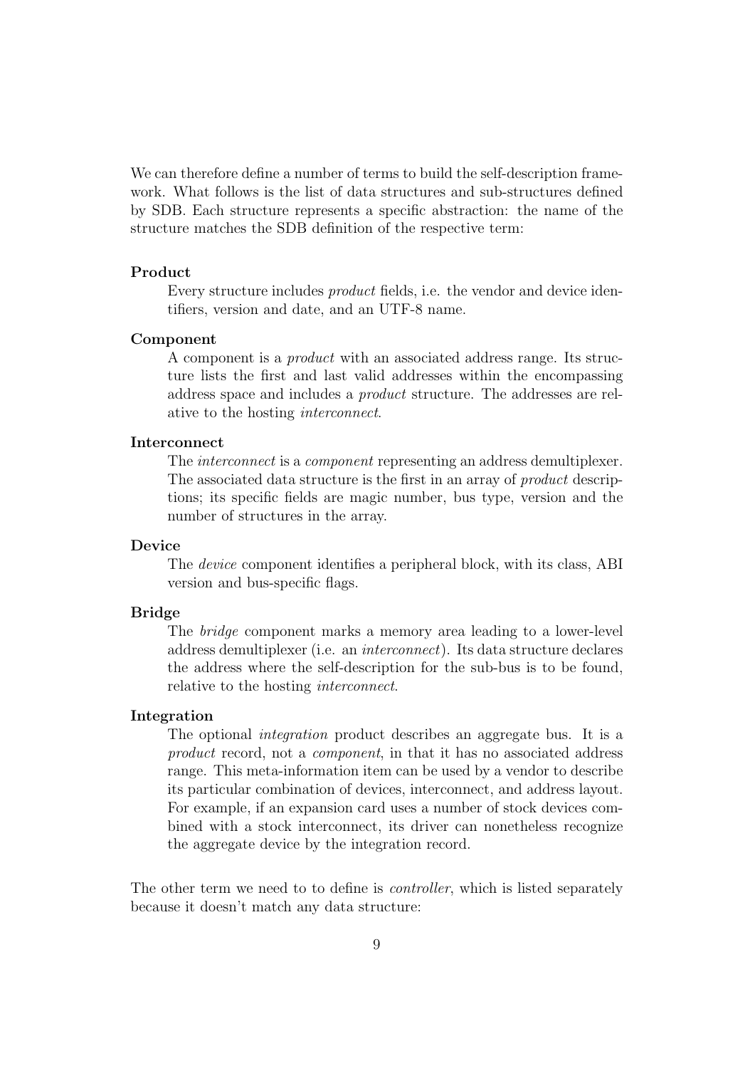We can therefore define a number of terms to build the self-description framework. What follows is the list of data structures and sub-structures defined by SDB. Each structure represents a specific abstraction: the name of the structure matches the SDB definition of the respective term:

**Product**

Every structure includes *product* fields, i.e. the vendor and device identifiers, version and date, and an UTF-8 name.

**Component**

A component is a *product* with an associated address range. Its structure lists the first and last valid addresses within the encompassing address space and includes a *product* structure. The addresses are relative to the hosting *interconnect*.

**Interconnect**

The *interconnect* is a *component* representing an address demultiplexer. The associated data structure is the first in an array of *product* descriptions; its specific fields are magic number, bus type, version and the number of structures in the array.

**Device**

The *device* component identifies a peripheral block, with its class, ABI version and bus-specific flags.

**Bridge**

The *bridge* component marks a memory area leading to a lower-level address demultiplexer (i.e. an *interconnect*). Its data structure declares the address where the self-description for the sub-bus is to be found, relative to the hosting *interconnect*.

**Integration**

The optional *integration* product describes an aggregate bus. It is a *product* record, not a *component*, in that it has no associated address range. This meta-information item can be used by a vendor to describe its particular combination of devices, interconnect, and address layout. For example, if an expansion card uses a number of stock devices combined with a stock interconnect, its driver can nonetheless recognize the aggregate device by the integration record.

The other term we need to to define is *controller*, which is listed separately because it doesn't match any data structure: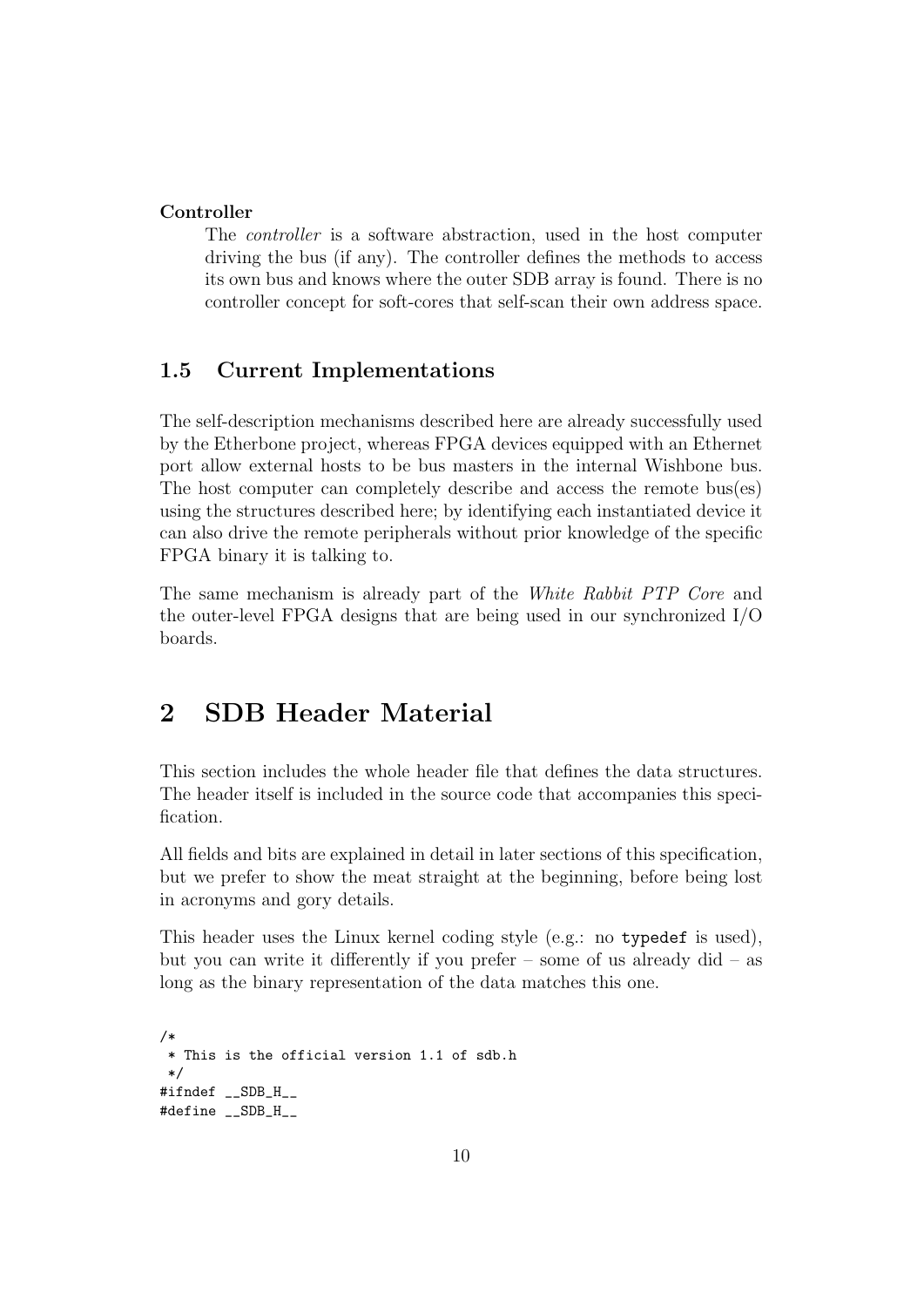**Controller**

The *controller* is a software abstraction, used in the host computer driving the bus (if any). The controller defines the methods to access its own bus and knows where the outer SDB array is found. There is no controller concept for soft-cores that self-scan their own address space.

## 1.5 Current Implementations

The self-description mechanisms described here are already successfully used by the Etherbone project, whereas FPGA devices equipped with an Ethernet port allow external hosts to be bus masters in the internal Wishbone bus. The host computer can completely describe and access the remote bus(es) using the structures described here; by identifying each instantiated device it can also drive the remote peripherals without prior knowledge of the specific FPGA binary it is talking to.

The same mechanism is already part of the *White Rabbit PTP Core* and the outer-level FPGA designs that are being used in our synchronized I/O boards.

# 2 SDB Header Material

This section includes the whole header file that defines the data structures. The header itself is included in the source code that accompanies this specification.

All fields and bits are explained in detail in later sections of this specification, but we prefer to show the meat straight at the beginning, before being lost in acronyms and gory details.

This header uses the Linux kernel coding style (e.g.: no `typedef` is used), but you can write it differently if you prefer – some of us already did – as long as the binary representation of the data matches this one.

```
/*
 * This is the official version 1.1 of sdb.h
 */
#ifndef __SDB_H__
#define __SDB_H__
```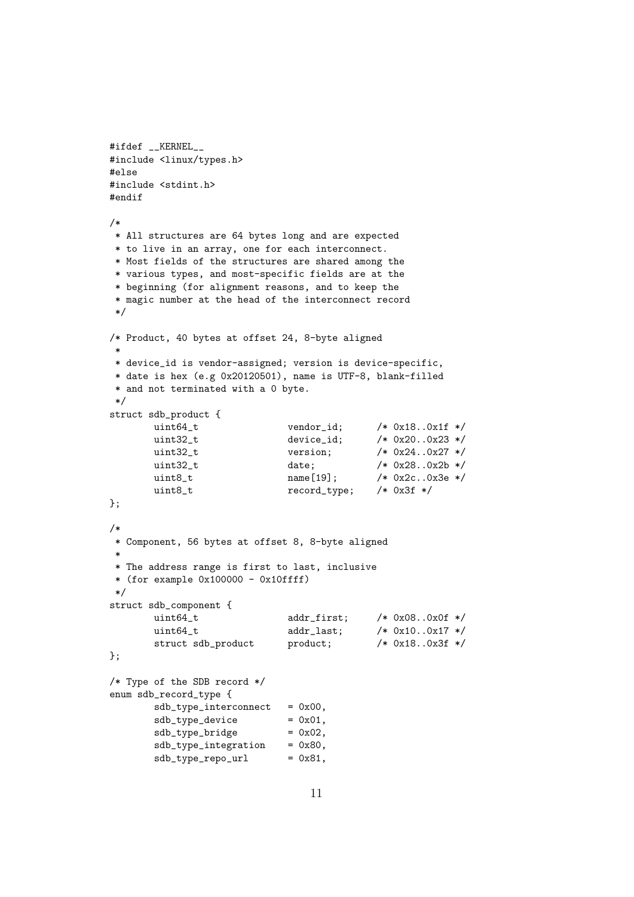```c
#ifdef __KERNEL__
#include <linux/types.h>
#else
#include <stdint.h>
#endif

/*
 * All structures are 64 bytes long and are expected
 * to live in an array, one for each interconnect.
 * Most fields of the structures are shared among the
 * various types, and most-specific fields are at the
 * beginning (for alignment reasons, and to keep the
 * magic number at the head of the interconnect record
 */

/* Product, 40 bytes at offset 24, 8-byte aligned
 *
 * device_id is vendor-assigned; version is device-specific,
 * date is hex (e.g 0x20120501), name is UTF-8, blank-filled
 * and not terminated with a 0 byte.
 */
struct sdb_product {
        uint64_t                vendor_id;      /* 0x18..0x1f */
        uint32_t                device_id;      /* 0x20..0x23 */
        uint32_t                version;        /* 0x24..0x27 */
        uint32_t                date;           /* 0x28..0x2b */
        uint8_t                 name[19];       /* 0x2c..0x3e */
        uint8_t                 record_type;    /* 0x3f */
};

/*
 * Component, 56 bytes at offset 8, 8-byte aligned
 *
 * The address range is first to last, inclusive
 * (for example 0x100000 - 0x10ffff)
 */
struct sdb_component {
        uint64_t                addr_first;     /* 0x08..0x0f */
        uint64_t                addr_last;      /* 0x10..0x17 */
        struct sdb_product      product;        /* 0x18..0x3f */
};

/* Type of the SDB record */
enum sdb_record_type {
        sdb_type_interconnect   = 0x00,
        sdb_type_device         = 0x01,
        sdb_type_bridge         = 0x02,
        sdb_type_integration    = 0x80,
        sdb_type_repo_url       = 0x81,
```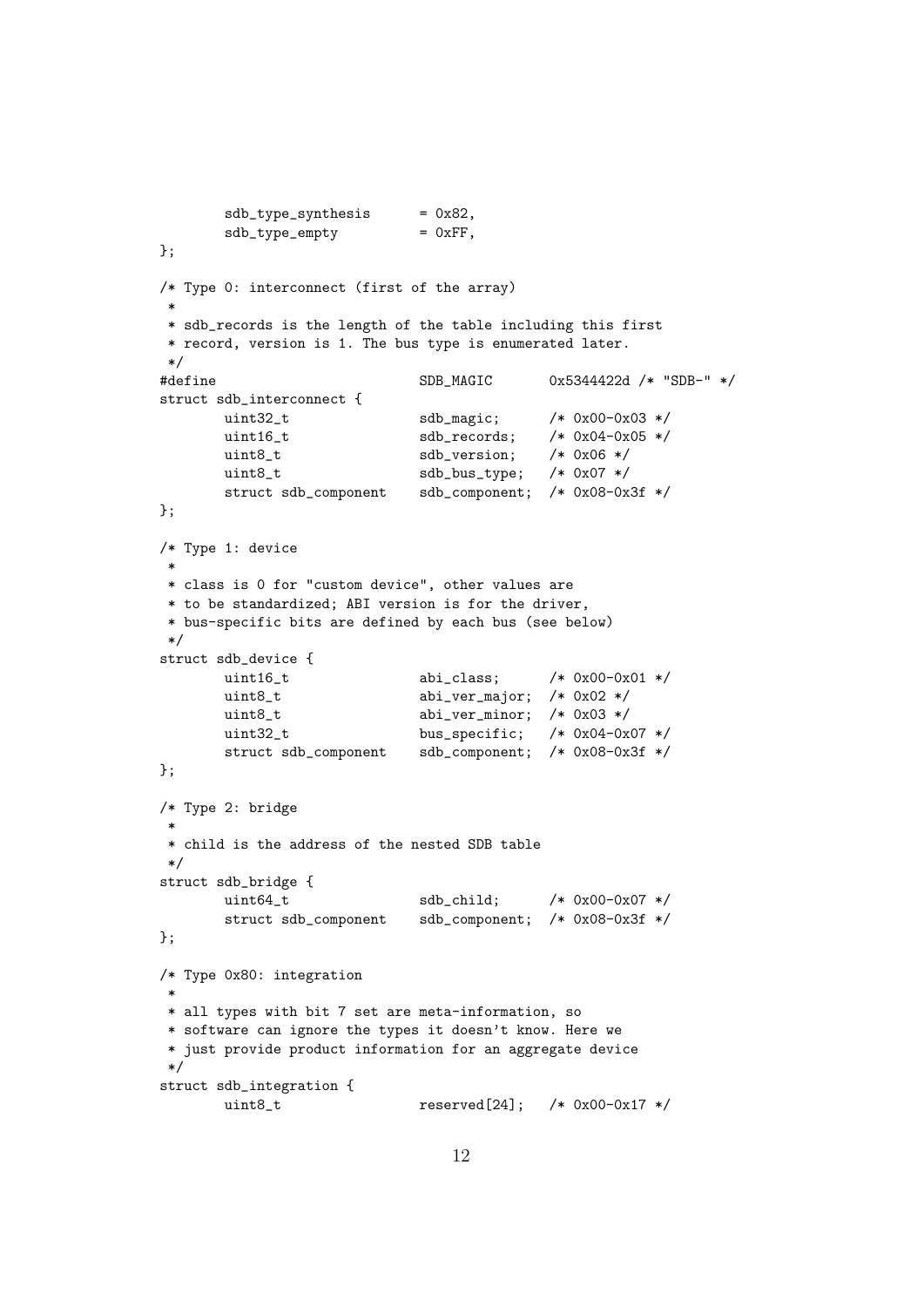```
        sdb_type_synthesis      = 0x82,
        sdb_type_empty          = 0xFF,
};

/* Type 0: interconnect (first of the array)
 *
 * sdb_records is the length of the table including this first
 * record, version is 1. The bus type is enumerated later.
 */
#define                         SDB_MAGIC       0x5344422d /* "SDB-" */
struct sdb_interconnect {
        uint32_t                sdb_magic;      /* 0x00-0x03 */
        uint16_t                sdb_records;    /* 0x04-0x05 */
        uint8_t                 sdb_version;    /* 0x06 */
        uint8_t                 sdb_bus_type;   /* 0x07 */
        struct sdb_component    sdb_component;  /* 0x08-0x3f */
};

/* Type 1: device
 *
 * class is 0 for "custom device", other values are
 * to be standardized; ABI version is for the driver,
 * bus-specific bits are defined by each bus (see below)
 */
struct sdb_device {
        uint16_t                abi_class;      /* 0x00-0x01 */
        uint8_t                 abi_ver_major;  /* 0x02 */
        uint8_t                 abi_ver_minor;  /* 0x03 */
        uint32_t                bus_specific;   /* 0x04-0x07 */
        struct sdb_component    sdb_component;  /* 0x08-0x3f */
};

/* Type 2: bridge
 *
 * child is the address of the nested SDB table
 */
struct sdb_bridge {
        uint64_t                sdb_child;      /* 0x00-0x07 */
        struct sdb_component    sdb_component;  /* 0x08-0x3f */
};

/* Type 0x80: integration
 *
 * all types with bit 7 set are meta-information, so
 * software can ignore the types it doesn't know. Here we
 * just provide product information for an aggregate device
 */
struct sdb_integration {
        uint8_t                 reserved[24];   /* 0x00-0x17 */
```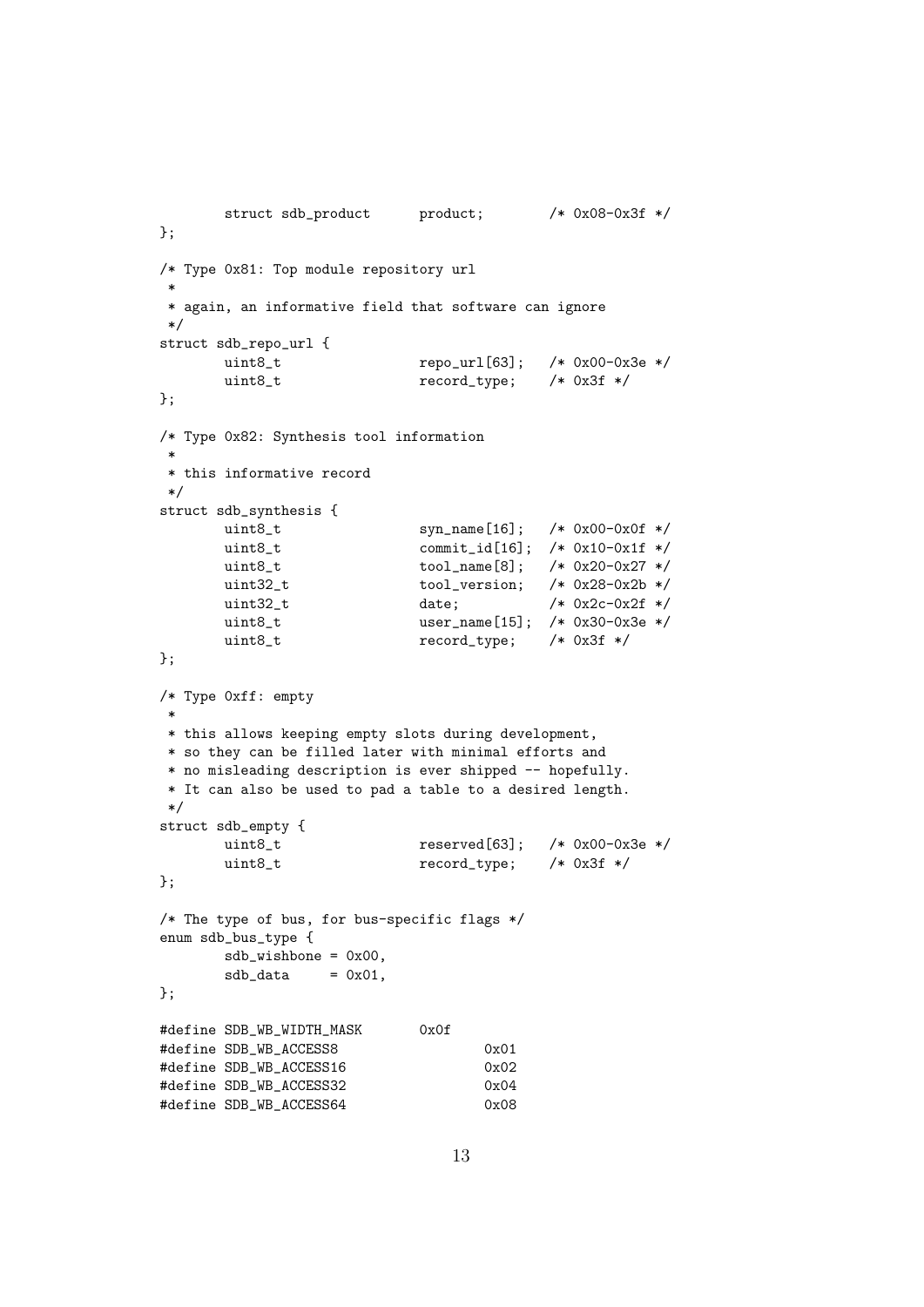```
	struct sdb_product	product;	/* 0x08-0x3f */
};

/* Type 0x81: Top module repository url
 *
 * again, an informative field that software can ignore
 */
struct sdb_repo_url {
	uint8_t			repo_url[63];	/* 0x00-0x3e */
	uint8_t			record_type;	/* 0x3f */
};

/* Type 0x82: Synthesis tool information
 *
 * this informative record
 */
struct sdb_synthesis {
	uint8_t			syn_name[16];	/* 0x00-0x0f */
	uint8_t			commit_id[16];	/* 0x10-0x1f */
	uint8_t			tool_name[8];	/* 0x20-0x27 */
	uint32_t		tool_version;	/* 0x28-0x2b */
	uint32_t		date;		/* 0x2c-0x2f */
	uint8_t			user_name[15];	/* 0x30-0x3e */
	uint8_t			record_type;	/* 0x3f */
};

/* Type 0xff: empty
 *
 * this allows keeping empty slots during development,
 * so they can be filled later with minimal efforts and
 * no misleading description is ever shipped -- hopefully.
 * It can also be used to pad a table to a desired length.
 */
struct sdb_empty {
	uint8_t			reserved[63];	/* 0x00-0x3e */
	uint8_t			record_type;	/* 0x3f */
};

/* The type of bus, for bus-specific flags */
enum sdb_bus_type {
	sdb_wishbone = 0x00,
	sdb_data     = 0x01,
};

#define SDB_WB_WIDTH_MASK	0x0f
#define SDB_WB_ACCESS8			0x01
#define SDB_WB_ACCESS16			0x02
#define SDB_WB_ACCESS32			0x04
#define SDB_WB_ACCESS64			0x08
```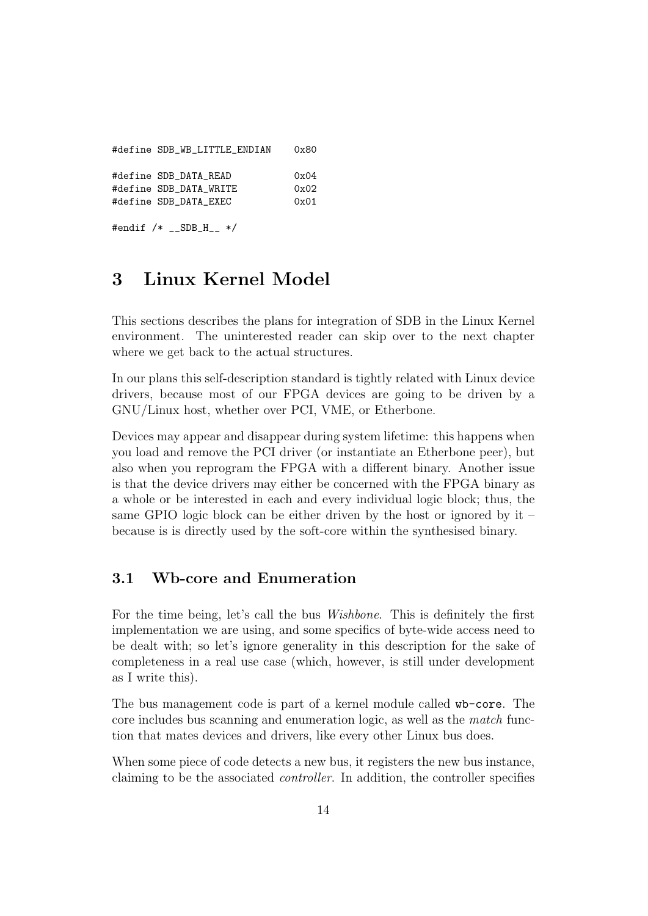```
#define SDB_WB_LITTLE_ENDIAN     0x80

#define SDB_DATA_READ            0x04
#define SDB_DATA_WRITE           0x02
#define SDB_DATA_EXEC            0x01

#endif /* __SDB_H__ */
```

# 3 Linux Kernel Model

This sections describes the plans for integration of SDB in the Linux Kernel environment. The uninterested reader can skip over to the next chapter where we get back to the actual structures.

In our plans this self-description standard is tightly related with Linux device drivers, because most of our FPGA devices are going to be driven by a GNU/Linux host, whether over PCI, VME, or Etherbone.

Devices may appear and disappear during system lifetime: this happens when you load and remove the PCI driver (or instantiate an Etherbone peer), but also when you reprogram the FPGA with a different binary. Another issue is that the device drivers may either be concerned with the FPGA binary as a whole or be interested in each and every individual logic block; thus, the same GPIO logic block can be either driven by the host or ignored by it – because is is directly used by the soft-core within the synthesised binary.

## 3.1 Wb-core and Enumeration

For the time being, let's call the bus *Wishbone*. This is definitely the first implementation we are using, and some specifics of byte-wide access need to be dealt with; so let's ignore generality in this description for the sake of completeness in a real use case (which, however, is still under development as I write this).

The bus management code is part of a kernel module called `wb-core`. The core includes bus scanning and enumeration logic, as well as the *match* function that mates devices and drivers, like every other Linux bus does.

When some piece of code detects a new bus, it registers the new bus instance, claiming to be the associated *controller*. In addition, the controller specifies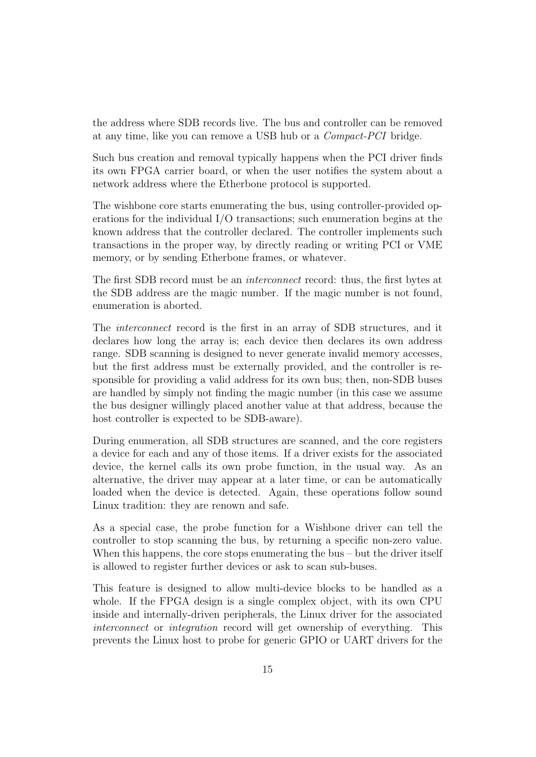the address where SDB records live. The bus and controller can be removed at any time, like you can remove a USB hub or a *Compact-PCI* bridge.

Such bus creation and removal typically happens when the PCI driver finds its own FPGA carrier board, or when the user notifies the system about a network address where the Etherbone protocol is supported.

The wishbone core starts enumerating the bus, using controller-provided operations for the individual I/O transactions; such enumeration begins at the known address that the controller declared. The controller implements such transactions in the proper way, by directly reading or writing PCI or VME memory, or by sending Etherbone frames, or whatever.

The first SDB record must be an *interconnect* record: thus, the first bytes at the SDB address are the magic number. If the magic number is not found, enumeration is aborted.

The *interconnect* record is the first in an array of SDB structures, and it declares how long the array is; each device then declares its own address range. SDB scanning is designed to never generate invalid memory accesses, but the first address must be externally provided, and the controller is responsible for providing a valid address for its own bus; then, non-SDB buses are handled by simply not finding the magic number (in this case we assume the bus designer willingly placed another value at that address, because the host controller is expected to be SDB-aware).

During enumeration, all SDB structures are scanned, and the core registers a device for each and any of those items. If a driver exists for the associated device, the kernel calls its own probe function, in the usual way. As an alternative, the driver may appear at a later time, or can be automatically loaded when the device is detected. Again, these operations follow sound Linux tradition: they are renown and safe.

As a special case, the probe function for a Wishbone driver can tell the controller to stop scanning the bus, by returning a specific non-zero value. When this happens, the core stops enumerating the bus – but the driver itself is allowed to register further devices or ask to scan sub-buses.

This feature is designed to allow multi-device blocks to be handled as a whole. If the FPGA design is a single complex object, with its own CPU inside and internally-driven peripherals, the Linux driver for the associated *interconnect* or *integration* record will get ownership of everything. This prevents the Linux host to probe for generic GPIO or UART drivers for the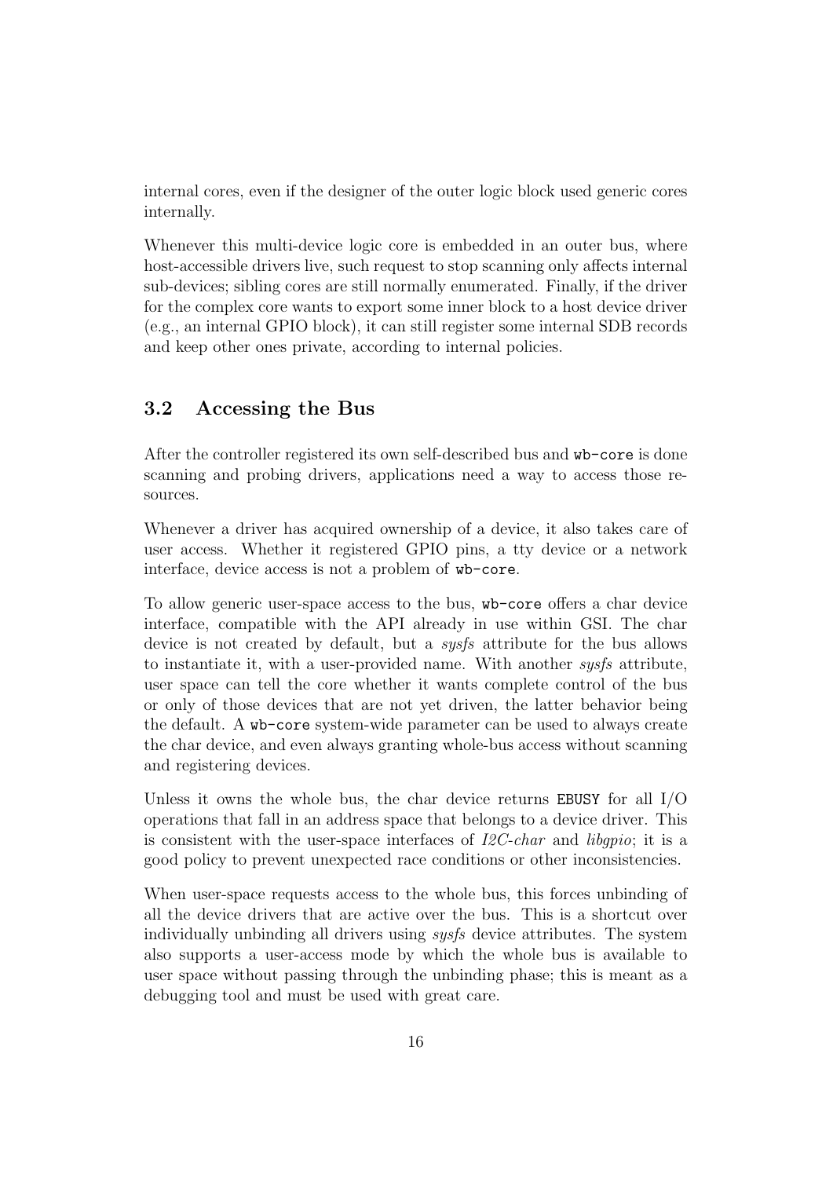internal cores, even if the designer of the outer logic block used generic cores internally.

Whenever this multi-device logic core is embedded in an outer bus, where host-accessible drivers live, such request to stop scanning only affects internal sub-devices; sibling cores are still normally enumerated. Finally, if the driver for the complex core wants to export some inner block to a host device driver (e.g., an internal GPIO block), it can still register some internal SDB records and keep other ones private, according to internal policies.

## 3.2 Accessing the Bus

After the controller registered its own self-described bus and `wb-core` is done scanning and probing drivers, applications need a way to access those resources.

Whenever a driver has acquired ownership of a device, it also takes care of user access. Whether it registered GPIO pins, a tty device or a network interface, device access is not a problem of `wb-core`.

To allow generic user-space access to the bus, `wb-core` offers a char device interface, compatible with the API already in use within GSI. The char device is not created by default, but a *sysfs* attribute for the bus allows to instantiate it, with a user-provided name. With another *sysfs* attribute, user space can tell the core whether it wants complete control of the bus or only of those devices that are not yet driven, the latter behavior being the default. A `wb-core` system-wide parameter can be used to always create the char device, and even always granting whole-bus access without scanning and registering devices.

Unless it owns the whole bus, the char device returns `EBUSY` for all I/O operations that fall in an address space that belongs to a device driver. This is consistent with the user-space interfaces of *I2C-char* and *libgpio*; it is a good policy to prevent unexpected race conditions or other inconsistencies.

When user-space requests access to the whole bus, this forces unbinding of all the device drivers that are active over the bus. This is a shortcut over individually unbinding all drivers using *sysfs* device attributes. The system also supports a user-access mode by which the whole bus is available to user space without passing through the unbinding phase; this is meant as a debugging tool and must be used with great care.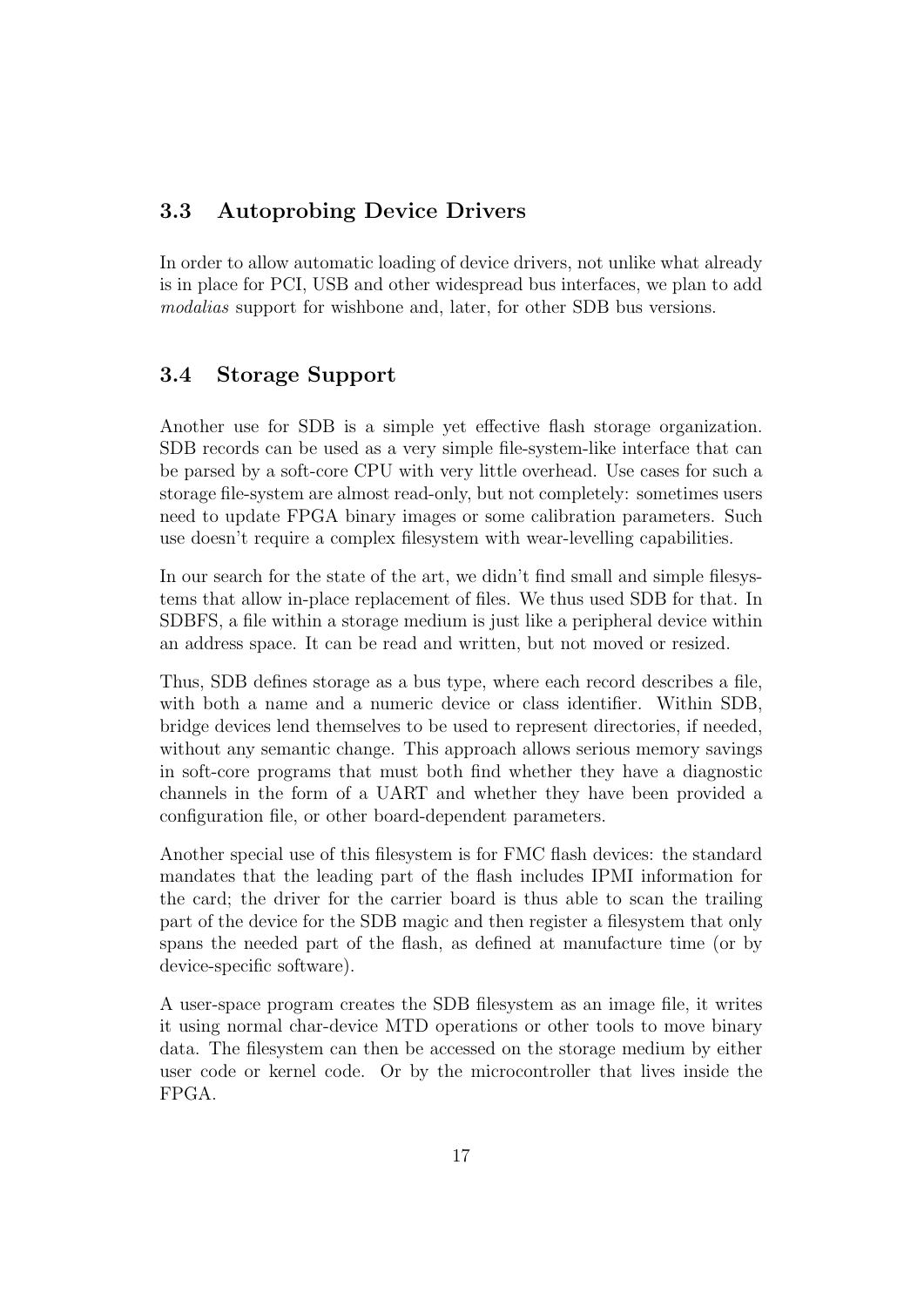### 3.3 Autoprobing Device Drivers

In order to allow automatic loading of device drivers, not unlike what already is in place for PCI, USB and other widespread bus interfaces, we plan to add *modalias* support for wishbone and, later, for other SDB bus versions.

### 3.4 Storage Support

Another use for SDB is a simple yet effective flash storage organization. SDB records can be used as a very simple file-system-like interface that can be parsed by a soft-core CPU with very little overhead. Use cases for such a storage file-system are almost read-only, but not completely: sometimes users need to update FPGA binary images or some calibration parameters. Such use doesn't require a complex filesystem with wear-levelling capabilities.

In our search for the state of the art, we didn't find small and simple filesystems that allow in-place replacement of files. We thus used SDB for that. In SDBFS, a file within a storage medium is just like a peripheral device within an address space. It can be read and written, but not moved or resized.

Thus, SDB defines storage as a bus type, where each record describes a file, with both a name and a numeric device or class identifier. Within SDB, bridge devices lend themselves to be used to represent directories, if needed, without any semantic change. This approach allows serious memory savings in soft-core programs that must both find whether they have a diagnostic channels in the form of a UART and whether they have been provided a configuration file, or other board-dependent parameters.

Another special use of this filesystem is for FMC flash devices: the standard mandates that the leading part of the flash includes IPMI information for the card; the driver for the carrier board is thus able to scan the trailing part of the device for the SDB magic and then register a filesystem that only spans the needed part of the flash, as defined at manufacture time (or by device-specific software).

A user-space program creates the SDB filesystem as an image file, it writes it using normal char-device MTD operations or other tools to move binary data. The filesystem can then be accessed on the storage medium by either user code or kernel code. Or by the microcontroller that lives inside the FPGA.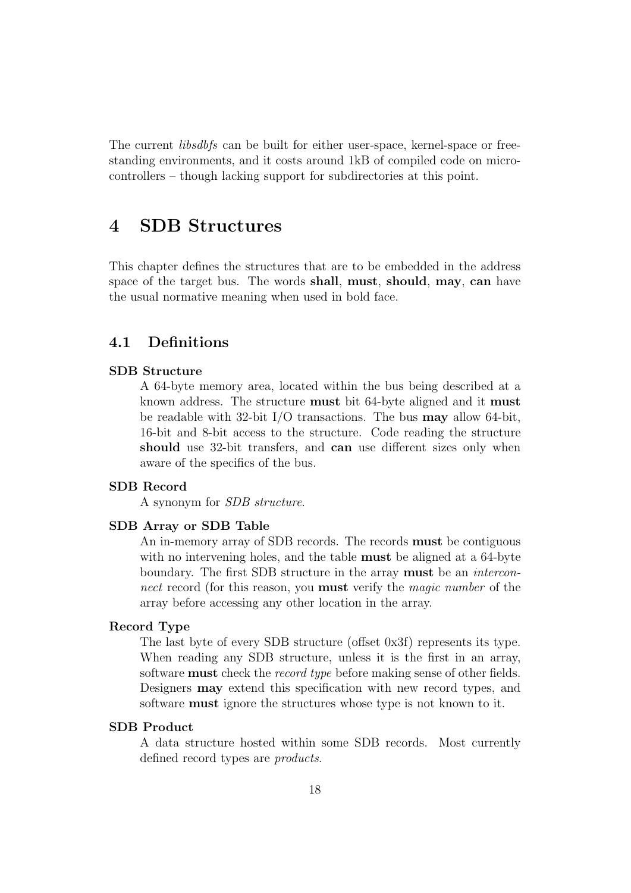The current *libsdbfs* can be built for either user-space, kernel-space or freestanding environments, and it costs around 1kB of compiled code on microcontrollers – though lacking support for subdirectories at this point.

# 4 SDB Structures

This chapter defines the structures that are to be embedded in the address space of the target bus. The words **shall**, **must**, **should**, **may**, **can** have the usual normative meaning when used in bold face.

## 4.1 Definitions

**SDB Structure**

A 64-byte memory area, located within the bus being described at a known address. The structure **must** bit 64-byte aligned and it **must** be readable with 32-bit I/O transactions. The bus **may** allow 64-bit, 16-bit and 8-bit access to the structure. Code reading the structure **should** use 32-bit transfers, and **can** use different sizes only when aware of the specifics of the bus.

**SDB Record**

A synonym for *SDB structure*.

**SDB Array or SDB Table**

An in-memory array of SDB records. The records **must** be contiguous with no intervening holes, and the table **must** be aligned at a 64-byte boundary. The first SDB structure in the array **must** be an *interconnect* record (for this reason, you **must** verify the *magic number* of the array before accessing any other location in the array.

**Record Type**

The last byte of every SDB structure (offset 0x3f) represents its type. When reading any SDB structure, unless it is the first in an array, software **must** check the *record type* before making sense of other fields. Designers **may** extend this specification with new record types, and software **must** ignore the structures whose type is not known to it.

**SDB Product**

A data structure hosted within some SDB records. Most currently defined record types are *products*.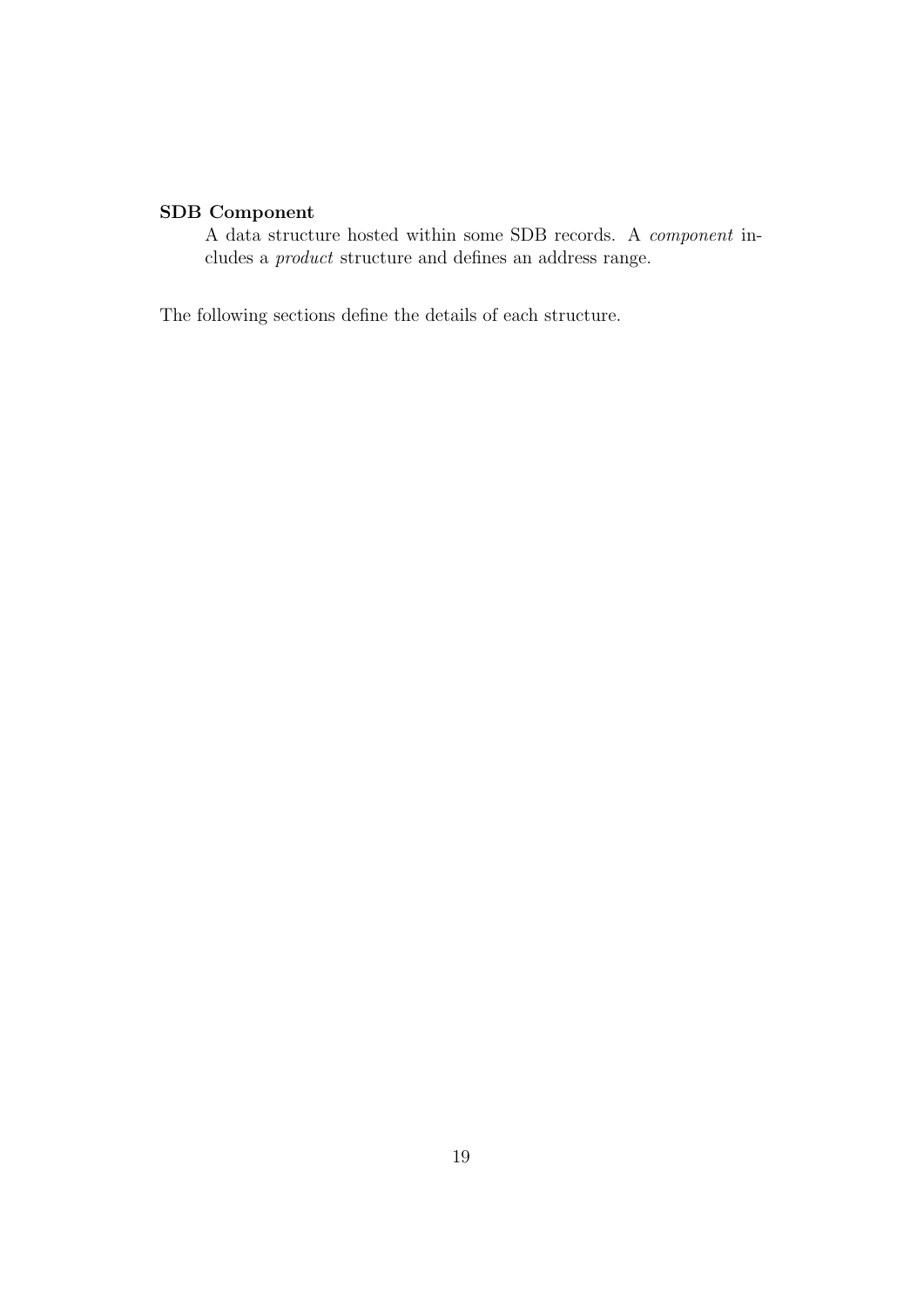**SDB Component**
A data structure hosted within some SDB records. A *component* includes a *product* structure and defines an address range.

The following sections define the details of each structure.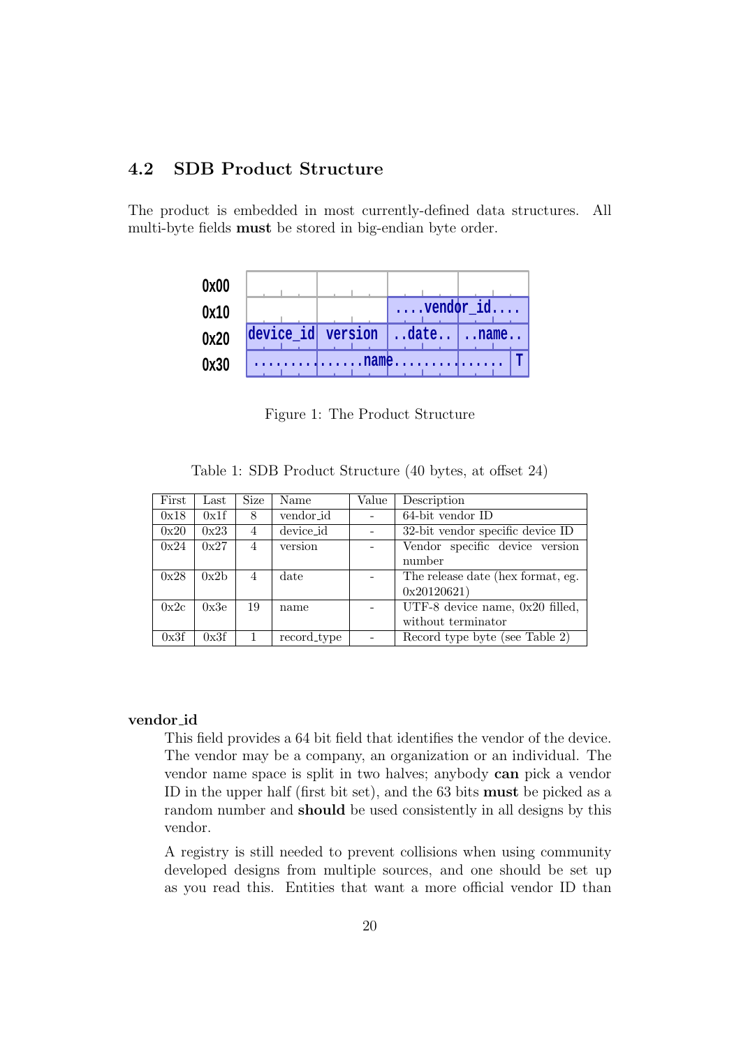## 4.2 SDB Product Structure

The product is embedded in most currently-defined data structures. All multi-byte fields **must** be stored in big-endian byte order.

| | | | | |
|---|---|---|---|---|
| 0x00 | | | | |
| 0x10 | | | ....vendor_id.... | |
| 0x20 | device_id | version | ..date.. | ..name.. |
| 0x30 | ............ | ......name.... | ............ | ...... T |

Figure 1: The Product Structure

Table 1: SDB Product Structure (40 bytes, at offset 24)

| First | Last | Size | Name | Value | Description |
|---|---|---|---|---|---|
| 0x18 | 0x1f | 8 | vendor_id | - | 64-bit vendor ID |
| 0x20 | 0x23 | 4 | device_id | - | 32-bit vendor specific device ID |
| 0x24 | 0x27 | 4 | version | - | Vendor specific device version number |
| 0x28 | 0x2b | 4 | date | - | The release date (hex format, eg. 0x20120621) |
| 0x2c | 0x3e | 19 | name | - | UTF-8 device name, 0x20 filled, without terminator |
| 0x3f | 0x3f | 1 | record_type | - | Record type byte (see Table 2) |

**vendor_id**

This field provides a 64 bit field that identifies the vendor of the device. The vendor may be a company, an organization or an individual. The vendor name space is split in two halves; anybody **can** pick a vendor ID in the upper half (first bit set), and the 63 bits **must** be picked as a random number and **should** be used consistently in all designs by this vendor.

A registry is still needed to prevent collisions when using community developed designs from multiple sources, and one should be set up as you read this. Entities that want a more official vendor ID than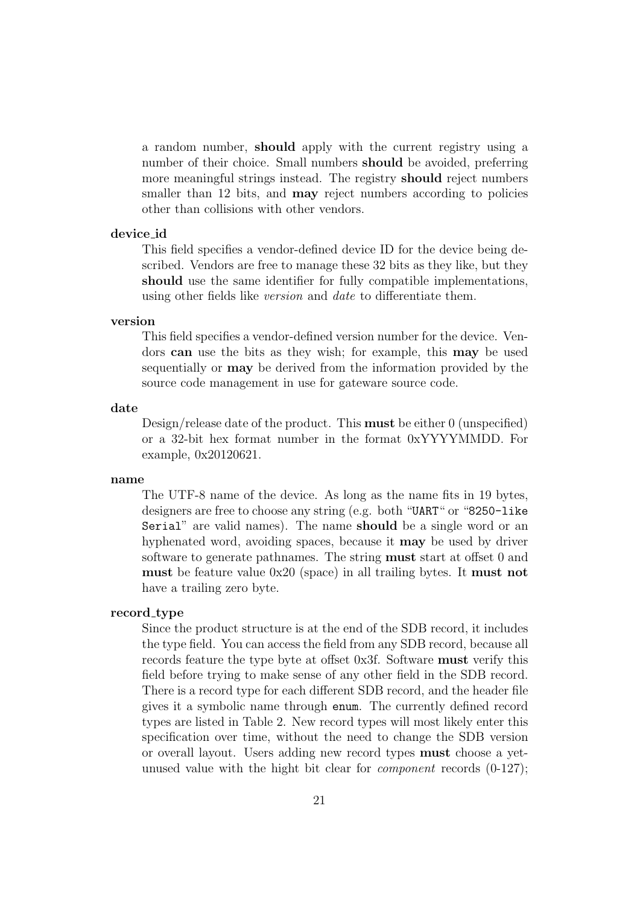a random number, **should** apply with the current registry using a number of their choice. Small numbers **should** be avoided, preferring more meaningful strings instead. The registry **should** reject numbers smaller than 12 bits, and **may** reject numbers according to policies other than collisions with other vendors.

**device_id**

This field specifies a vendor-defined device ID for the device being described. Vendors are free to manage these 32 bits as they like, but they **should** use the same identifier for fully compatible implementations, using other fields like *version* and *date* to differentiate them.

**version**

This field specifies a vendor-defined version number for the device. Vendors **can** use the bits as they wish; for example, this **may** be used sequentially or **may** be derived from the information provided by the source code management in use for gateware source code.

**date**

Design/release date of the product. This **must** be either 0 (unspecified) or a 32-bit hex format number in the format 0xYYYYMMDD. For example, 0x20120621.

**name**

The UTF-8 name of the device. As long as the name fits in 19 bytes, designers are free to choose any string (e.g. both "`UART`" or "`8250-like Serial`" are valid names). The name **should** be a single word or an hyphenated word, avoiding spaces, because it **may** be used by driver software to generate pathnames. The string **must** start at offset 0 and **must** be feature value 0x20 (space) in all trailing bytes. It **must not** have a trailing zero byte.

**record_type**

Since the product structure is at the end of the SDB record, it includes the type field. You can access the field from any SDB record, because all records feature the type byte at offset 0x3f. Software **must** verify this field before trying to make sense of any other field in the SDB record. There is a record type for each different SDB record, and the header file gives it a symbolic name through `enum`. The currently defined record types are listed in Table 2. New record types will most likely enter this specification over time, without the need to change the SDB version or overall layout. Users adding new record types **must** choose a yet-unused value with the hight bit clear for *component* records (0-127);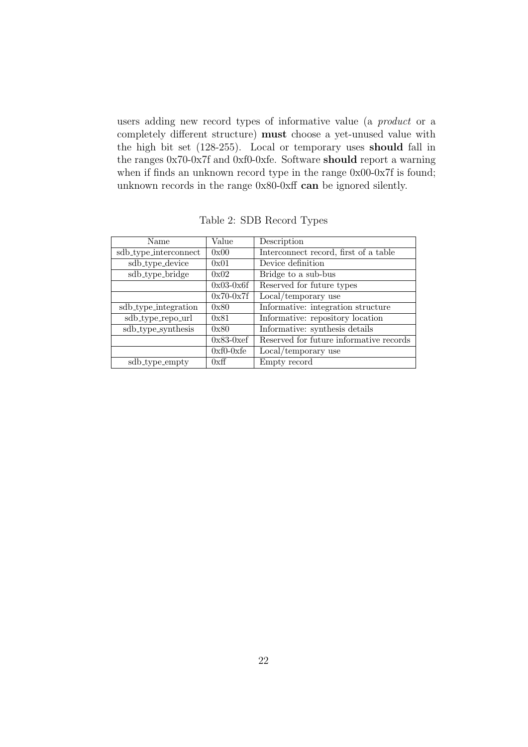users adding new record types of informative value (a *product* or a completely different structure) **must** choose a yet-unused value with the high bit set (128-255). Local or temporary uses **should** fall in the ranges 0x70-0x7f and 0xf0-0xfe. Software **should** report a warning when if finds an unknown record type in the range 0x00-0x7f is found; unknown records in the range 0x80-0xff **can** be ignored silently.

Table 2: SDB Record Types

| Name | Value | Description |
|---|---|---|
| sdb_type_interconnect | 0x00 | Interconnect record, first of a table |
| sdb_type_device | 0x01 | Device definition |
| sdb_type_bridge | 0x02 | Bridge to a sub-bus |
| | 0x03-0x6f | Reserved for future types |
| | 0x70-0x7f | Local/temporary use |
| sdb_type_integration | 0x80 | Informative: integration structure |
| sdb_type_repo_url | 0x81 | Informative: repository location |
| sdb_type_synthesis | 0x80 | Informative: synthesis details |
| | 0x83-0xef | Reserved for future informative records |
| | 0xf0-0xfe | Local/temporary use |
| sdb_type_empty | 0xff | Empty record |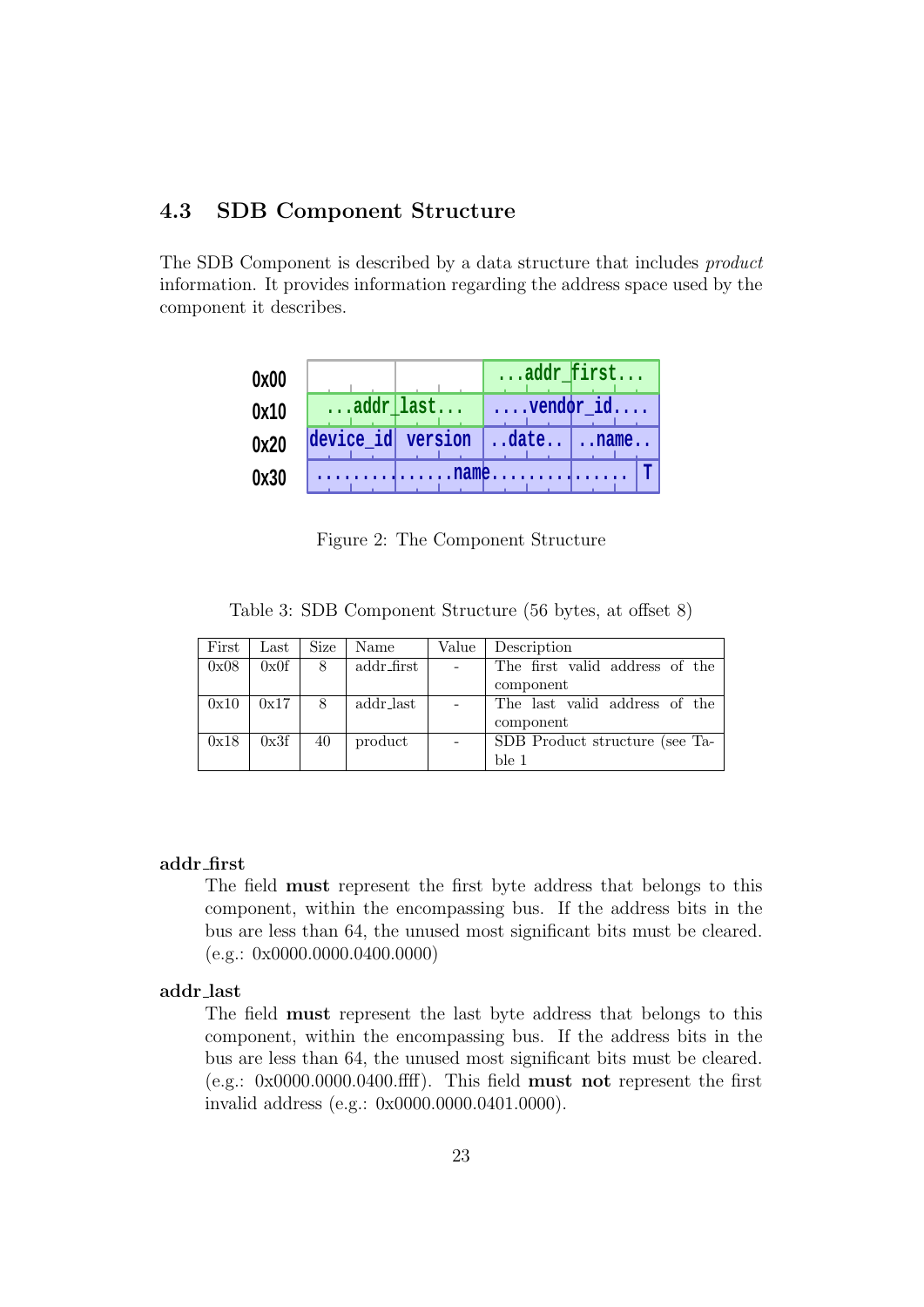## 4.3 SDB Component Structure

The SDB Component is described by a data structure that includes *product* information. It provides information regarding the address space used by the component it describes.

| | | | | | |
|---|---|---|---|---|---|
| 0x00 | | | ...addr_first... | | |
| 0x10 | ...addr_last... | | ....vendor_id.... | | |
| 0x20 | device_id | version | ..date.. | ..name.. | |
| 0x30 | ...............name............... | | | | T |

Figure 2: The Component Structure

Table 3: SDB Component Structure (56 bytes, at offset 8)

| First | Last | Size | Name | Value | Description |
|---|---|---|---|---|---|
| 0x08 | 0x0f | 8 | addr_first | - | The first valid address of the component |
| 0x10 | 0x17 | 8 | addr_last | - | The last valid address of the component |
| 0x18 | 0x3f | 40 | product | - | SDB Product structure (see Table 1 |

**addr_first**

The field **must** represent the first byte address that belongs to this component, within the encompassing bus. If the address bits in the bus are less than 64, the unused most significant bits must be cleared. (e.g.: 0x0000.0000.0400.0000)

**addr_last**

The field **must** represent the last byte address that belongs to this component, within the encompassing bus. If the address bits in the bus are less than 64, the unused most significant bits must be cleared. (e.g.: 0x0000.0000.0400.ffff). This field **must not** represent the first invalid address (e.g.: 0x0000.0000.0401.0000).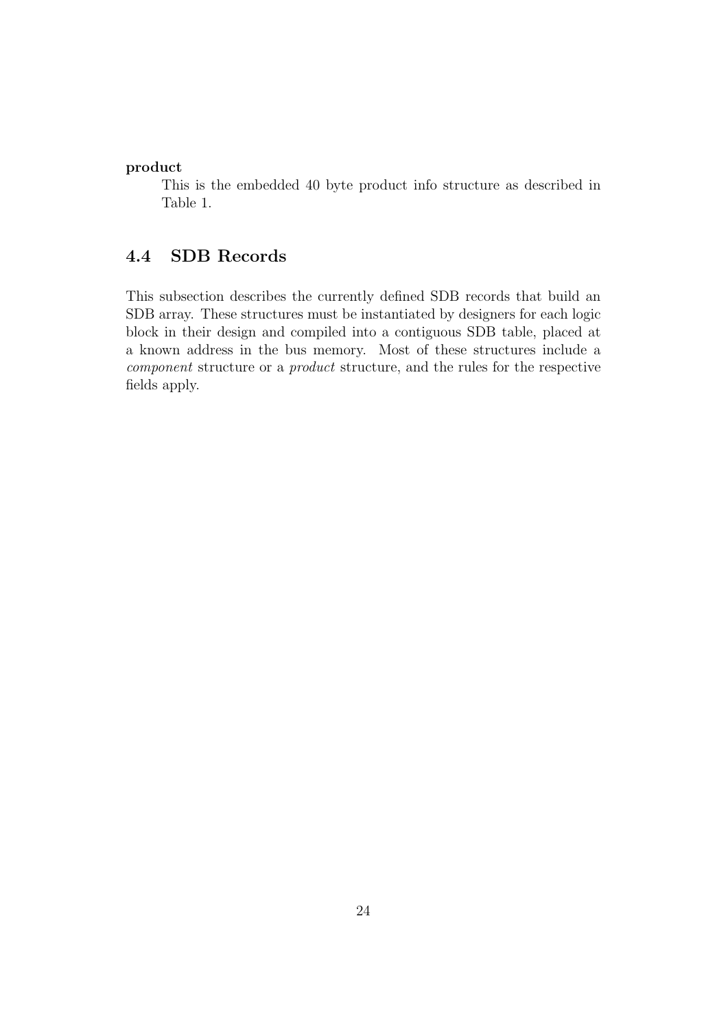**product**

This is the embedded 40 byte product info structure as described in Table 1.

### 4.4 SDB Records

This subsection describes the currently defined SDB records that build an SDB array. These structures must be instantiated by designers for each logic block in their design and compiled into a contiguous SDB table, placed at a known address in the bus memory. Most of these structures include a *component* structure or a *product* structure, and the rules for the respective fields apply.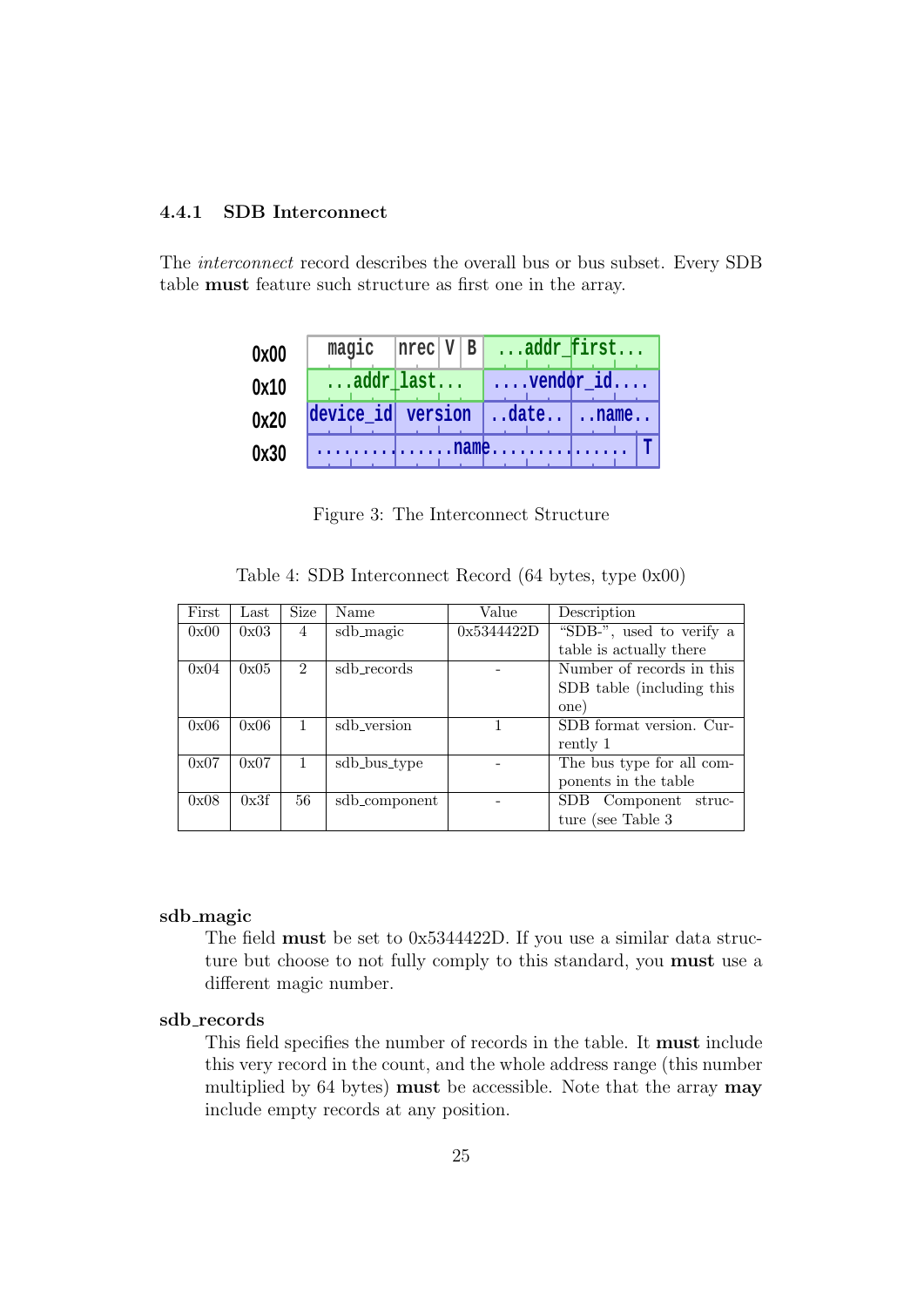### 4.4.1 SDB Interconnect

The *interconnect* record describes the overall bus or bus subset. Every SDB table **must** feature such structure as first one in the array.

| | | | | | | | | |
|---|---|---|---|---|---|---|---|---|
| 0x00 | magic | nrec | V | B | ...addr_first... | | | |
| 0x10 | ...addr_last... | | | | ....vendor_id.... | | | |
| 0x20 | device_id | version | | | ..date.. | ..name.. | | |
| 0x30 | ..........name.......... | | | | | | | T |

Figure 3: The Interconnect Structure

Table 4: SDB Interconnect Record (64 bytes, type 0x00)

| First | Last | Size | Name | Value | Description |
|---|---|---|---|---|---|
| 0x00 | 0x03 | 4 | sdb_magic | 0x5344422D | "SDB-", used to verify a table is actually there |
| 0x04 | 0x05 | 2 | sdb_records | - | Number of records in this SDB table (including this one) |
| 0x06 | 0x06 | 1 | sdb_version | 1 | SDB format version. Currently 1 |
| 0x07 | 0x07 | 1 | sdb_bus_type | - | The bus type for all components in the table |
| 0x08 | 0x3f | 56 | sdb_component | - | SDB Component structure (see Table 3 |

**sdb_magic**

The field **must** be set to 0x5344422D. If you use a similar data structure but choose to not fully comply to this standard, you **must** use a different magic number.

**sdb_records**

This field specifies the number of records in the table. It **must** include this very record in the count, and the whole address range (this number multiplied by 64 bytes) **must** be accessible. Note that the array **may** include empty records at any position.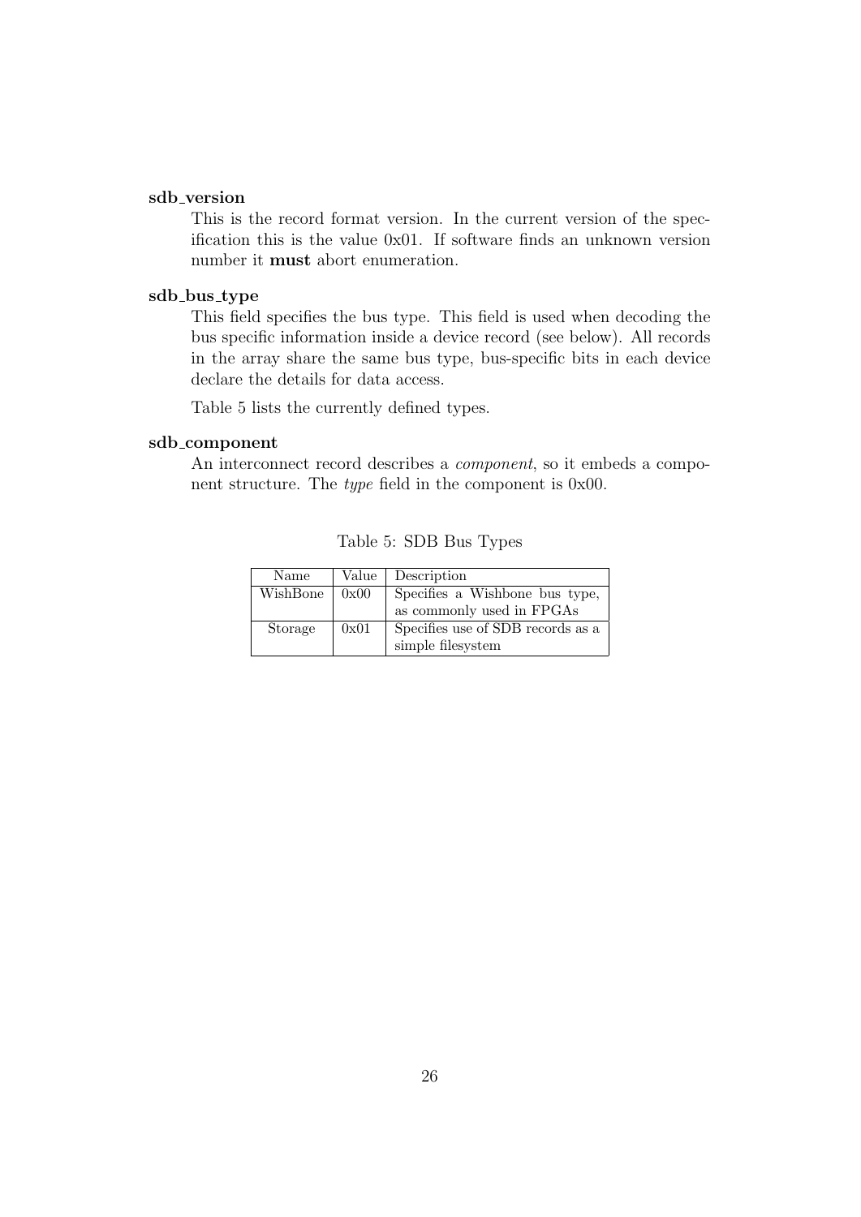**sdb_version**

This is the record format version. In the current version of the specification this is the value 0x01. If software finds an unknown version number it **must** abort enumeration.

**sdb_bus_type**

This field specifies the bus type. This field is used when decoding the bus specific information inside a device record (see below). All records in the array share the same bus type, bus-specific bits in each device declare the details for data access.

Table 5 lists the currently defined types.

**sdb_component**

An interconnect record describes a *component*, so it embeds a component structure. The *type* field in the component is 0x00.

Table 5: SDB Bus Types

| Name | Value | Description |
|---|---|---|
| WishBone | 0x00 | Specifies a Wishbone bus type, as commonly used in FPGAs |
| Storage | 0x01 | Specifies use of SDB records as a simple filesystem |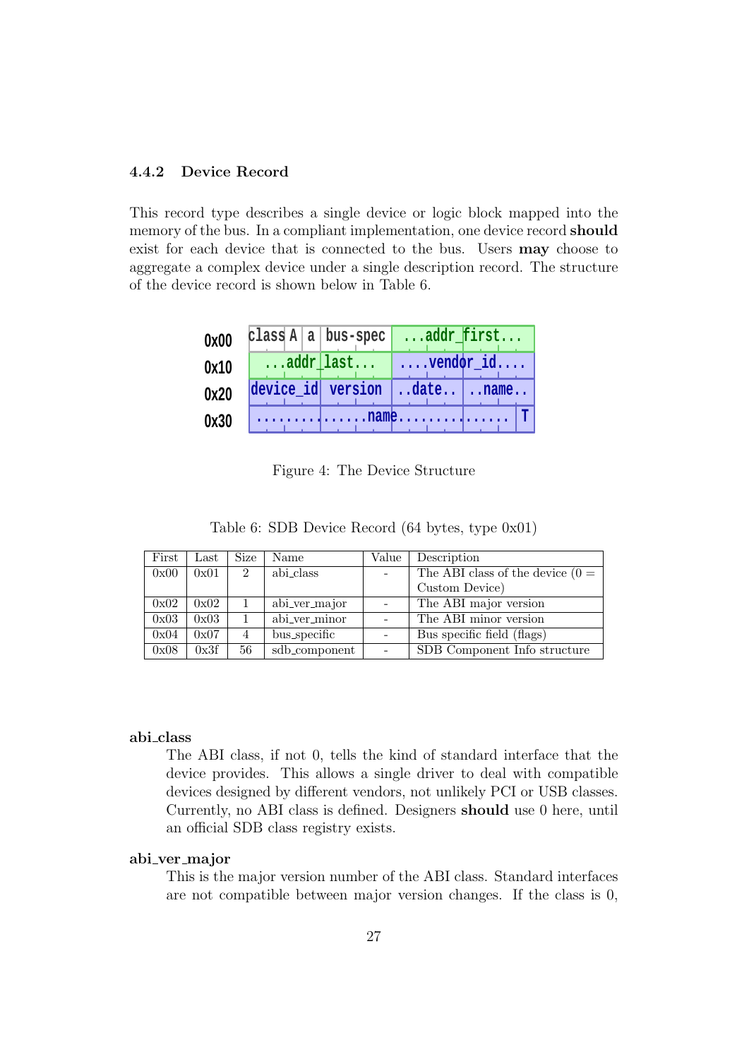### 4.4.2 Device Record

This record type describes a single device or logic block mapped into the memory of the bus. In a compliant implementation, one device record **should** exist for each device that is connected to the bus. Users **may** choose to aggregate a complex device under a single description record. The structure of the device record is shown below in Table 6.

| | | | | | | | | |
|---|---|---|---|---|---|---|---|---|
| 0x00 | class | A | a | bus-spec | ...addr_first... | | | |
| 0x10 | ...addr_last... | | | | ....vendor_id.... | | | |
| 0x20 | device_id | | | version | ..date.. | ..name.. | | |
| 0x30 | ...........................name........................... | | | | | | | T |

Figure 4: The Device Structure

Table 6: SDB Device Record (64 bytes, type 0x01)

| First | Last | Size | Name | Value | Description |
|---|---|---|---|---|---|
| 0x00 | 0x01 | 2 | abi_class | - | The ABI class of the device (0 = Custom Device) |
| 0x02 | 0x02 | 1 | abi_ver_major | - | The ABI major version |
| 0x03 | 0x03 | 1 | abi_ver_minor | - | The ABI minor version |
| 0x04 | 0x07 | 4 | bus_specific | - | Bus specific field (flags) |
| 0x08 | 0x3f | 56 | sdb_component | - | SDB Component Info structure |

**abi_class**
The ABI class, if not 0, tells the kind of standard interface that the device provides. This allows a single driver to deal with compatible devices designed by different vendors, not unlikely PCI or USB classes. Currently, no ABI class is defined. Designers **should** use 0 here, until an official SDB class registry exists.

**abi_ver_major**
This is the major version number of the ABI class. Standard interfaces are not compatible between major version changes. If the class is 0,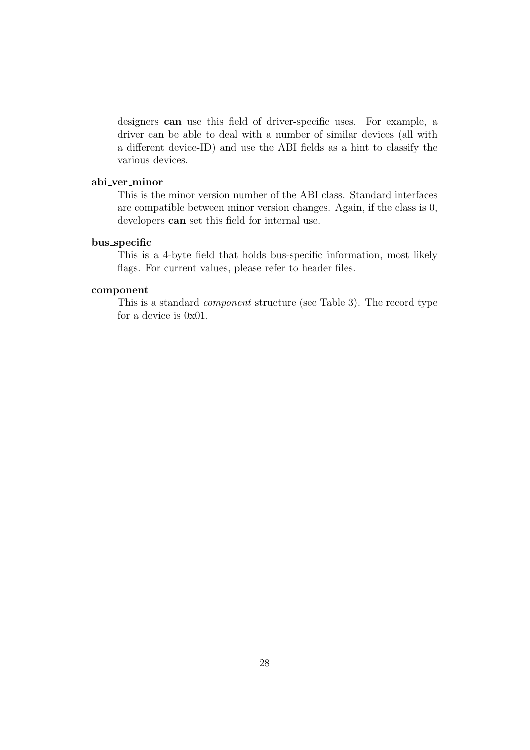designers **can** use this field of driver-specific uses. For example, a driver can be able to deal with a number of similar devices (all with a different device-ID) and use the ABI fields as a hint to classify the various devices.

**abi_ver_minor**

This is the minor version number of the ABI class. Standard interfaces are compatible between minor version changes. Again, if the class is 0, developers **can** set this field for internal use.

**bus_specific**

This is a 4-byte field that holds bus-specific information, most likely flags. For current values, please refer to header files.

**component**

This is a standard *component* structure (see Table 3). The record type for a device is 0x01.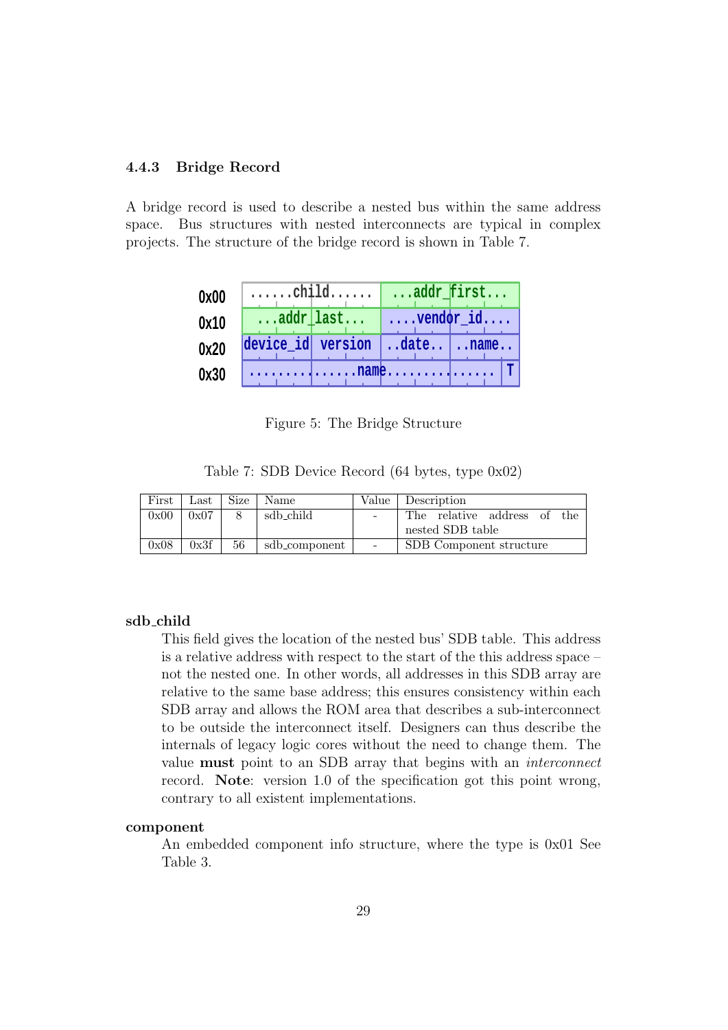### 4.4.3 Bridge Record

A bridge record is used to describe a nested bus within the same address space. Bus structures with nested interconnects are typical in complex projects. The structure of the bridge record is shown in Table 7.

| | | | | |
|---|---|---|---|---|
| 0x00 | ......child...... | | ...addr_first... | |
| 0x10 | ...addr_last... | | ....vendor_id.... | |
| 0x20 | device_id | version | ..date.. | ..name.. |
| 0x30 | ..............name.................. T | | | |

Figure 5: The Bridge Structure

Table 7: SDB Device Record (64 bytes, type 0x02)

| First | Last | Size | Name | Value | Description |
|---|---|---|---|---|---|
| 0x00 | 0x07 | 8 | sdb_child | - | The relative address of the nested SDB table |
| 0x08 | 0x3f | 56 | sdb_component | - | SDB Component structure |

**sdb_child**

This field gives the location of the nested bus' SDB table. This address is a relative address with respect to the start of the this address space – not the nested one. In other words, all addresses in this SDB array are relative to the same base address; this ensures consistency within each SDB array and allows the ROM area that describes a sub-interconnect to be outside the interconnect itself. Designers can thus describe the internals of legacy logic cores without the need to change them. The value **must** point to an SDB array that begins with an *interconnect* record. **Note**: version 1.0 of the specification got this point wrong, contrary to all existent implementations.

**component**

An embedded component info structure, where the type is 0x01 See Table 3.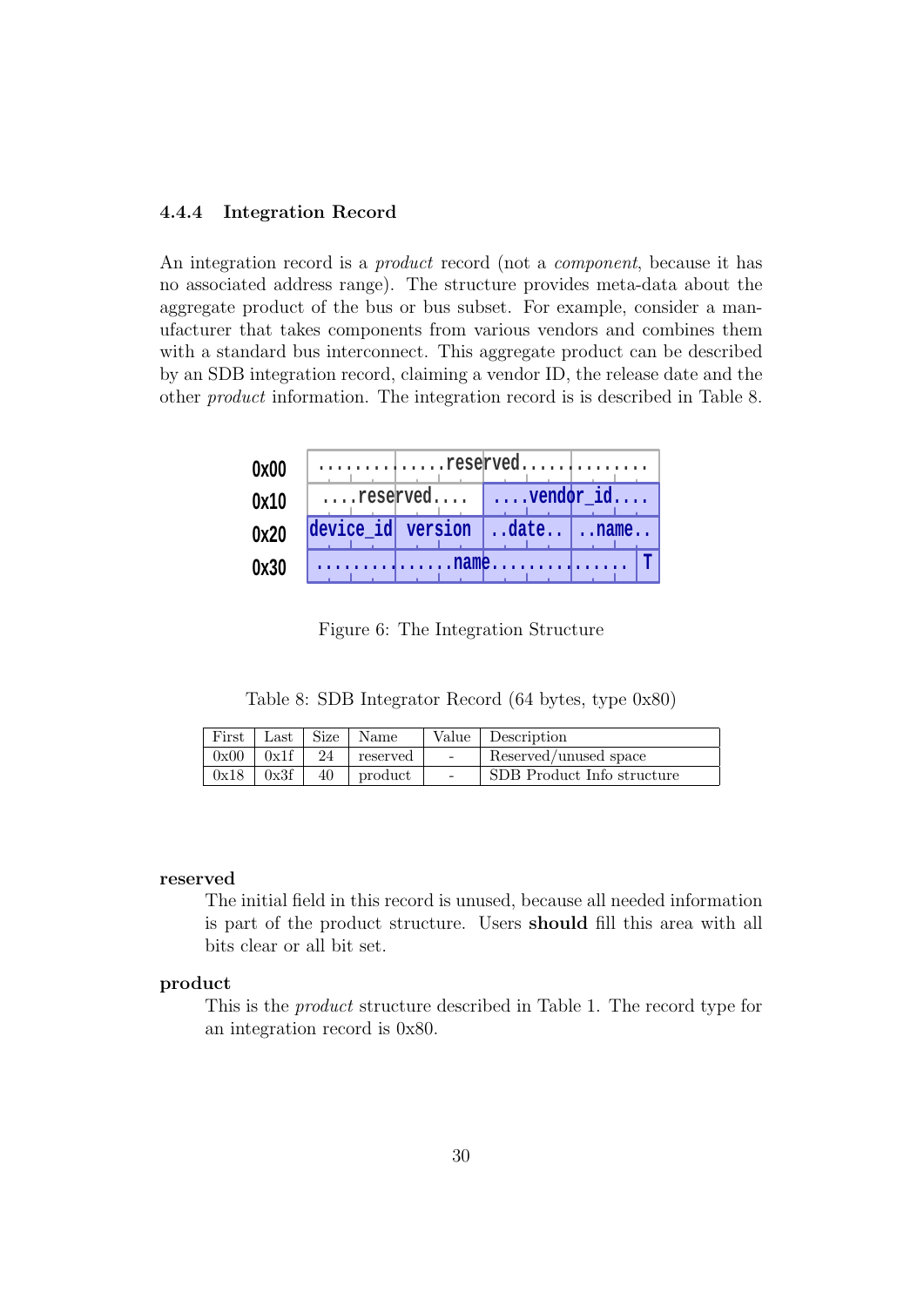### 4.4.4 Integration Record

An integration record is a *product* record (not a *component*, because it has no associated address range). The structure provides meta-data about the aggregate product of the bus or bus subset. For example, consider a manufacturer that takes components from various vendors and combines them with a standard bus interconnect. This aggregate product can be described by an SDB integration record, claiming a vendor ID, the release date and the other *product* information. The integration record is is described in Table 8.

```
0x00  .............reserved..............
0x10  ....reserved....  ....vendor_id....
0x20  device_id version ..date.. ..name..
0x30  ..............name............... T
```

Figure 6: The Integration Structure

Table 8: SDB Integrator Record (64 bytes, type 0x80)

| First | Last | Size | Name | Value | Description |
|---|---|---|---|---|---|
| 0x00 | 0x1f | 24 | reserved | - | Reserved/unused space |
| 0x18 | 0x3f | 40 | product | - | SDB Product Info structure |

**reserved**

The initial field in this record is unused, because all needed information is part of the product structure. Users **should** fill this area with all bits clear or all bit set.

**product**

This is the *product* structure described in Table 1. The record type for an integration record is 0x80.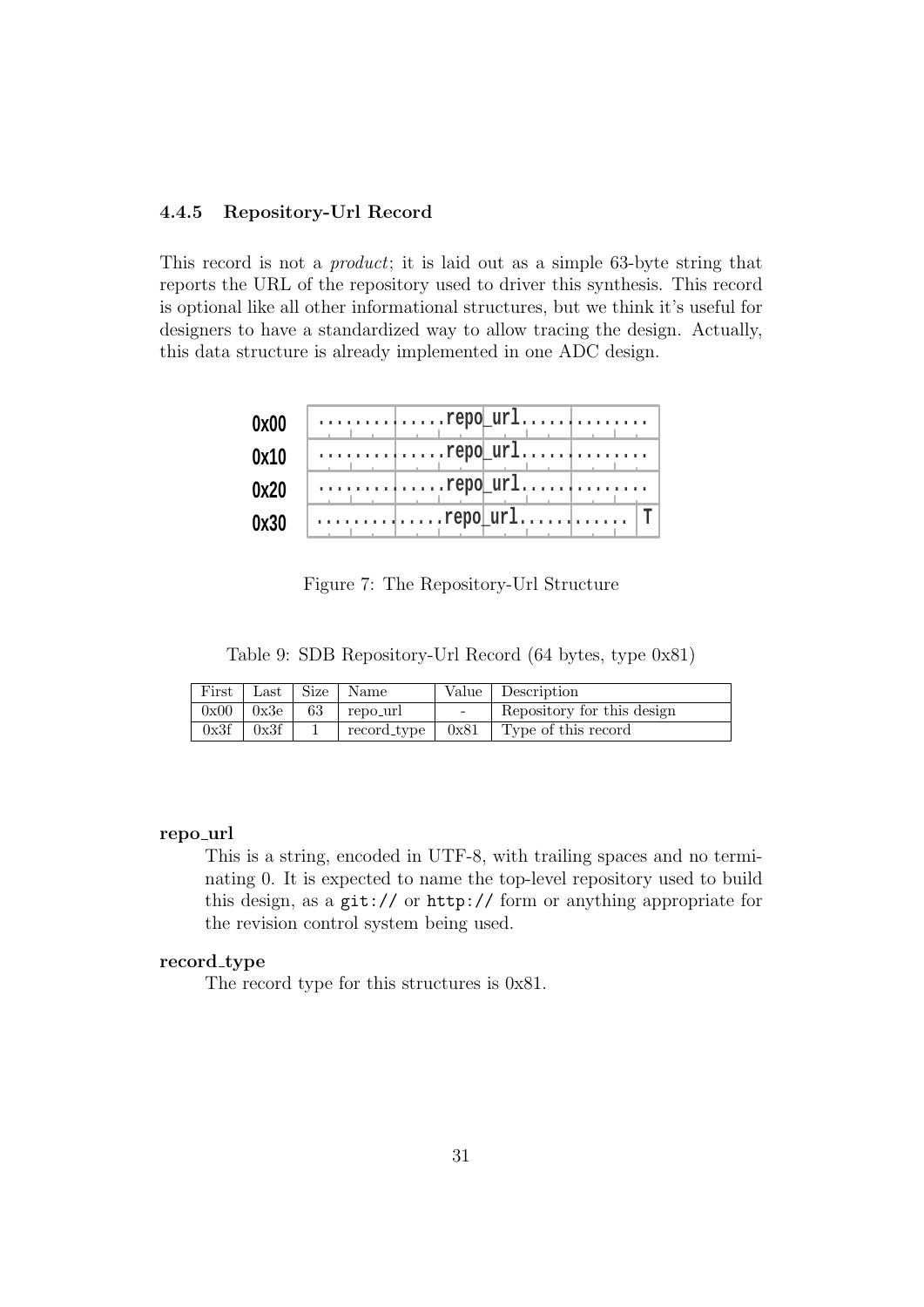### 4.4.5 Repository-Url Record

This record is not a *product*; it is laid out as a simple 63-byte string that reports the URL of the repository used to driver this synthesis. This record is optional like all other informational structures, but we think it's useful for designers to have a standardized way to allow tracing the design. Actually, this data structure is already implemented in one ADC design.

| | |
|---|---|
| 0x00 | .............repo_url............. |
| 0x10 | .............repo_url............. |
| 0x20 | .............repo_url............. |
| 0x30 | .............repo_url............ T |

Figure 7: The Repository-Url Structure

Table 9: SDB Repository-Url Record (64 bytes, type 0x81)

| First | Last | Size | Name | Value | Description |
|---|---|---|---|---|---|
| 0x00 | 0x3e | 63 | repo_url | - | Repository for this design |
| 0x3f | 0x3f | 1 | record_type | 0x81 | Type of this record |

**repo_url**

This is a string, encoded in UTF-8, with trailing spaces and no terminating 0. It is expected to name the top-level repository used to build this design, as a `git://` or `http://` form or anything appropriate for the revision control system being used.

**record_type**

The record type for this structures is 0x81.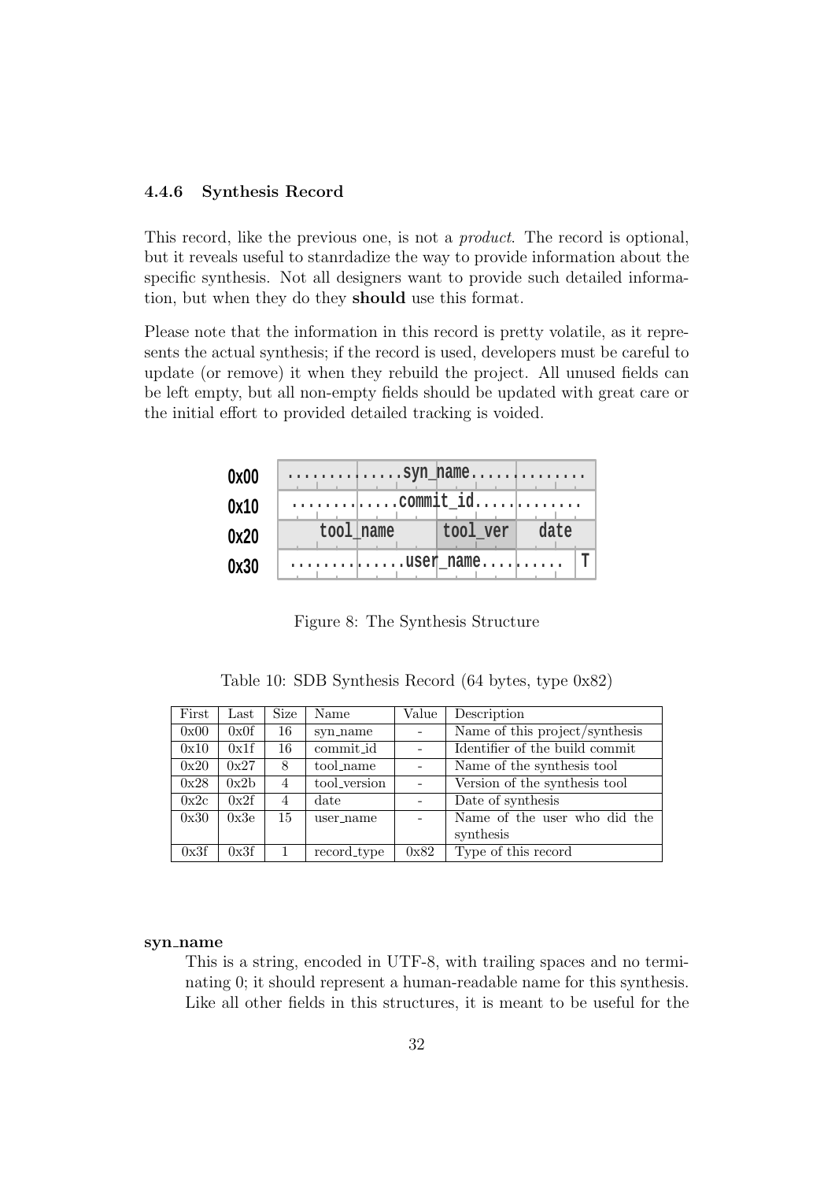### 4.4.6 Synthesis Record

This record, like the previous one, is not a *product*. The record is optional, but it reveals useful to stanrdadize the way to provide information about the specific synthesis. Not all designers want to provide such detailed information, but when they do they **should** use this format.

Please note that the information in this record is pretty volatile, as it represents the actual synthesis; if the record is used, developers must be careful to update (or remove) it when they rebuild the project. All unused fields can be left empty, but all non-empty fields should be updated with great care or the initial effort to provided detailed tracking is voided.

```
0x00 | ............syn_name.............. |
0x10 | ...........commit_id.............  |
0x20 |     tool_name      | tool_ver| date |
0x30 | ...........user_name.........   | T |
```

Figure 8: The Synthesis Structure

Table 10: SDB Synthesis Record (64 bytes, type 0x82)

| First | Last | Size | Name | Value | Description |
|---|---|---|---|---|---|
| 0x00 | 0x0f | 16 | syn_name | - | Name of this project/synthesis |
| 0x10 | 0x1f | 16 | commit_id | - | Identifier of the build commit |
| 0x20 | 0x27 | 8 | tool_name | - | Name of the synthesis tool |
| 0x28 | 0x2b | 4 | tool_version | - | Version of the synthesis tool |
| 0x2c | 0x2f | 4 | date | - | Date of synthesis |
| 0x30 | 0x3e | 15 | user_name | - | Name of the user who did the synthesis |
| 0x3f | 0x3f | 1 | record_type | 0x82 | Type of this record |

**syn_name**

This is a string, encoded in UTF-8, with trailing spaces and no terminating 0; it should represent a human-readable name for this synthesis. Like all other fields in this structures, it is meant to be useful for the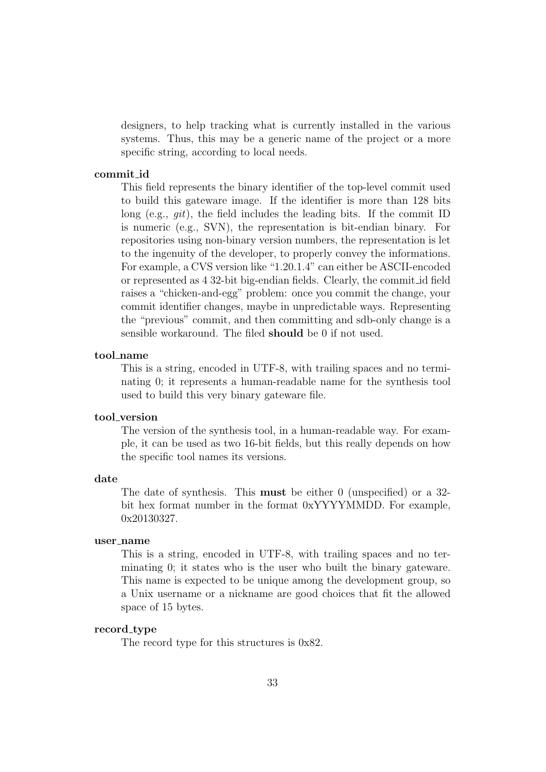designers, to help tracking what is currently installed in the various systems. Thus, this may be a generic name of the project or a more specific string, according to local needs.

**commit_id**

This field represents the binary identifier of the top-level commit used to build this gateware image. If the identifier is more than 128 bits long (e.g., *git*), the field includes the leading bits. If the commit ID is numeric (e.g., SVN), the representation is bit-endian binary. For repositories using non-binary version numbers, the representation is let to the ingenuity of the developer, to properly convey the informations. For example, a CVS version like "1.20.1.4" can either be ASCII-encoded or represented as 4 32-bit big-endian fields. Clearly, the commit_id field raises a "chicken-and-egg" problem: once you commit the change, your commit identifier changes, maybe in unpredictable ways. Representing the "previous" commit, and then committing and sdb-only change is a sensible workaround. The filed **should** be 0 if not used.

**tool_name**

This is a string, encoded in UTF-8, with trailing spaces and no terminating 0; it represents a human-readable name for the synthesis tool used to build this very binary gateware file.

**tool_version**

The version of the synthesis tool, in a human-readable way. For example, it can be used as two 16-bit fields, but this really depends on how the specific tool names its versions.

**date**

The date of synthesis. This **must** be either 0 (unspecified) or a 32-bit hex format number in the format 0xYYYYMMDD. For example, 0x20130327.

**user_name**

This is a string, encoded in UTF-8, with trailing spaces and no terminating 0; it states who is the user who built the binary gateware. This name is expected to be unique among the development group, so a Unix username or a nickname are good choices that fit the allowed space of 15 bytes.

**record_type**

The record type for this structures is 0x82.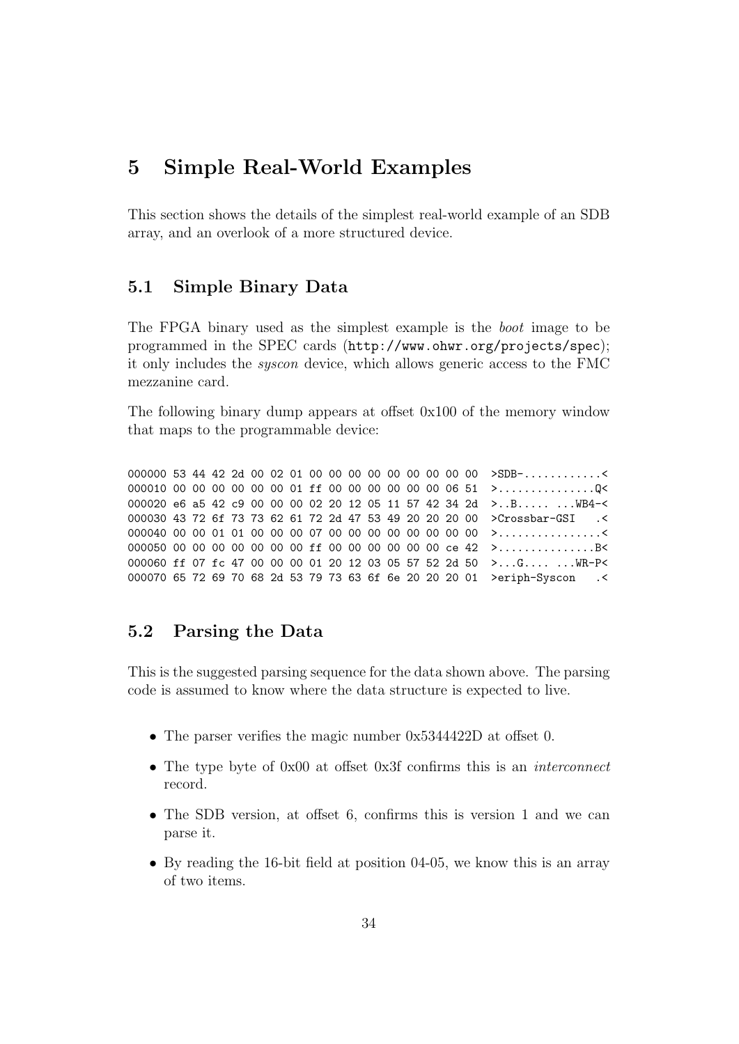# 5 Simple Real-World Examples

This section shows the details of the simplest real-world example of an SDB array, and an overlook of a more structured device.

## 5.1 Simple Binary Data

The FPGA binary used as the simplest example is the *boot* image to be programmed in the SPEC cards (`http://www.ohwr.org/projects/spec`); it only includes the *syscon* device, which allows generic access to the FMC mezzanine card.

The following binary dump appears at offset 0x100 of the memory window that maps to the programmable device:

```
000000 53 44 42 2d 00 02 01 00 00 00 00 00 00 00 00 00  >SDB-............<
000010 00 00 00 00 00 00 01 ff 00 00 00 00 00 00 06 51  >...............Q<
000020 e6 a5 42 c9 00 00 00 02 20 12 05 11 57 42 34 2d  >..B..... ...WB4-<
000030 43 72 6f 73 73 62 61 72 2d 47 53 49 20 20 20 00  >Crossbar-GSI   .<
000040 00 00 01 01 00 00 00 07 00 00 00 00 00 00 00 00  >................<
000050 00 00 00 00 00 00 00 ff 00 00 00 00 00 00 ce 42  >...............B<
000060 ff 07 fc 47 00 00 00 01 20 12 03 05 57 52 2d 50  >...G.... ...WR-P<
000070 65 72 69 70 68 2d 53 79 73 63 6f 6e 20 20 20 01  >eriph-Syscon   .<
```

## 5.2 Parsing the Data

This is the suggested parsing sequence for the data shown above. The parsing code is assumed to know where the data structure is expected to live.

- The parser verifies the magic number 0x5344422D at offset 0.
- The type byte of 0x00 at offset 0x3f confirms this is an *interconnect* record.
- The SDB version, at offset 6, confirms this is version 1 and we can parse it.
- By reading the 16-bit field at position 04-05, we know this is an array of two items.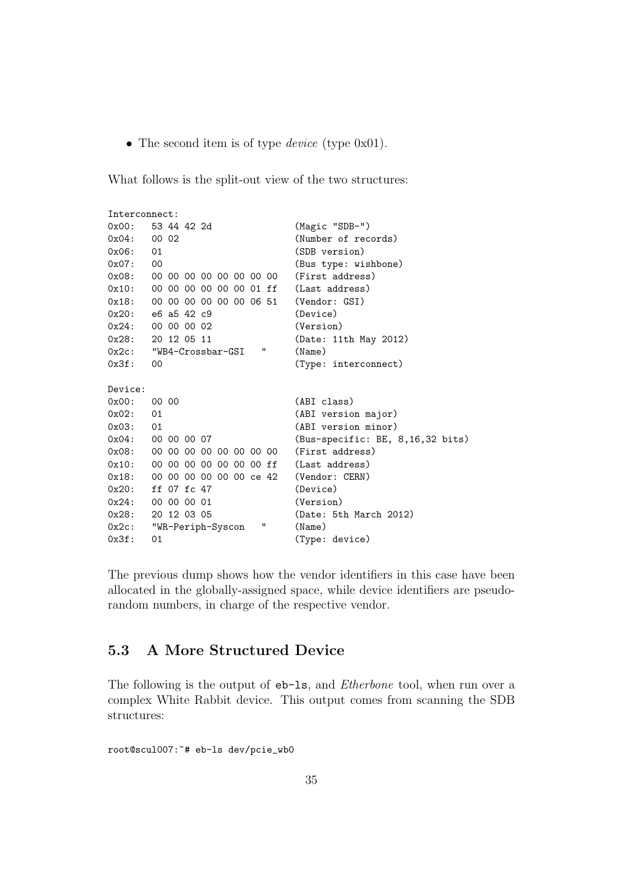- The second item is of type *device* (type 0x01).

What follows is the split-out view of the two structures:

```
Interconnect:
0x00:   53 44 42 2d                (Magic "SDB-")
0x04:   00 02                      (Number of records)
0x06:   01                         (SDB version)
0x07:   00                         (Bus type: wishbone)
0x08:   00 00 00 00 00 00 00 00    (First address)
0x10:   00 00 00 00 00 00 01 ff    (Last address)
0x18:   00 00 00 00 00 00 06 51    (Vendor: GSI)
0x20:   e6 a5 42 c9                (Device)
0x24:   00 00 00 02                (Version)
0x28:   20 12 05 11                (Date: 11th May 2012)
0x2c:   "WB4-Crossbar-GSI   "      (Name)
0x3f:   00                         (Type: interconnect)

Device:
0x00:   00 00                      (ABI class)
0x02:   01                         (ABI version major)
0x03:   01                         (ABI version minor)
0x04:   00 00 00 07                (Bus-specific: BE, 8,16,32 bits)
0x08:   00 00 00 00 00 00 00 00    (First address)
0x10:   00 00 00 00 00 00 00 ff    (Last address)
0x18:   00 00 00 00 00 00 ce 42    (Vendor: CERN)
0x20:   ff 07 fc 47                (Device)
0x24:   00 00 00 01                (Version)
0x28:   20 12 03 05                (Date: 5th March 2012)
0x2c:   "WR-Periph-Syscon   "      (Name)
0x3f:   01                         (Type: device)
```

The previous dump shows how the vendor identifiers in this case have been allocated in the globally-assigned space, while device identifiers are pseudo-random numbers, in charge of the respective vendor.

## 5.3 A More Structured Device

The following is the output of `eb-ls`, and *Etherbone* tool, when run over a complex White Rabbit device. This output comes from scanning the SDB structures:

```
root@scul007:~# eb-ls dev/pcie_wb0
```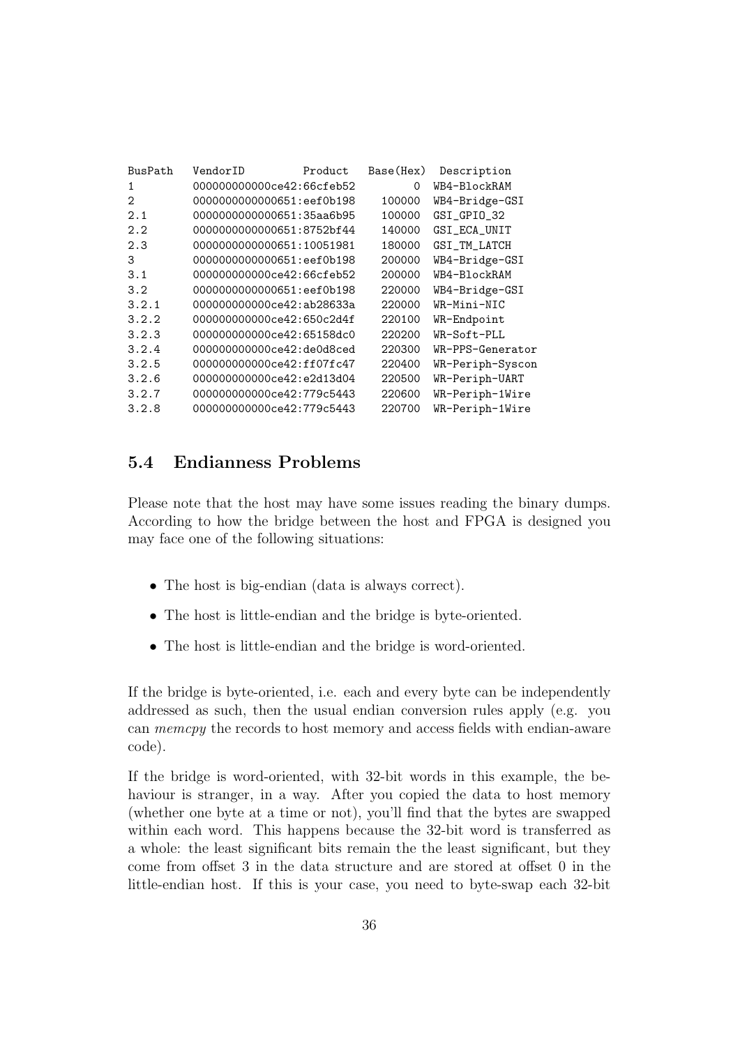```
BusPath   VendorID         Product   Base(Hex)  Description
1         000000000000ce42:66cfeb52         0  WB4-BlockRAM
2         0000000000000651:eef0b198    100000  WB4-Bridge-GSI
2.1       0000000000000651:35aa6b95    100000  GSI_GPIO_32
2.2       0000000000000651:8752bf44    140000  GSI_ECA_UNIT
2.3       0000000000000651:10051981    180000  GSI_TM_LATCH
3         0000000000000651:eef0b198    200000  WB4-Bridge-GSI
3.1       000000000000ce42:66cfeb52    200000  WB4-BlockRAM
3.2       0000000000000651:eef0b198    220000  WB4-Bridge-GSI
3.2.1     000000000000ce42:ab28633a    220000  WR-Mini-NIC
3.2.2     000000000000ce42:650c2d4f    220100  WR-Endpoint
3.2.3     000000000000ce42:65158dc0    220200  WR-Soft-PLL
3.2.4     000000000000ce42:de0d8ced    220300  WR-PPS-Generator
3.2.5     000000000000ce42:ff07fc47    220400  WR-Periph-Syscon
3.2.6     000000000000ce42:e2d13d04    220500  WR-Periph-UART
3.2.7     000000000000ce42:779c5443    220600  WR-Periph-1Wire
3.2.8     000000000000ce42:779c5443    220700  WR-Periph-1Wire
```

## 5.4 Endianness Problems

Please note that the host may have some issues reading the binary dumps. According to how the bridge between the host and FPGA is designed you may face one of the following situations:

- The host is big-endian (data is always correct).
- The host is little-endian and the bridge is byte-oriented.
- The host is little-endian and the bridge is word-oriented.

If the bridge is byte-oriented, i.e. each and every byte can be independently addressed as such, then the usual endian conversion rules apply (e.g. you can *memcpy* the records to host memory and access fields with endian-aware code).

If the bridge is word-oriented, with 32-bit words in this example, the behaviour is stranger, in a way. After you copied the data to host memory (whether one byte at a time or not), you'll find that the bytes are swapped within each word. This happens because the 32-bit word is transferred as a whole: the least significant bits remain the the least significant, but they come from offset 3 in the data structure and are stored at offset 0 in the little-endian host. If this is your case, you need to byte-swap each 32-bit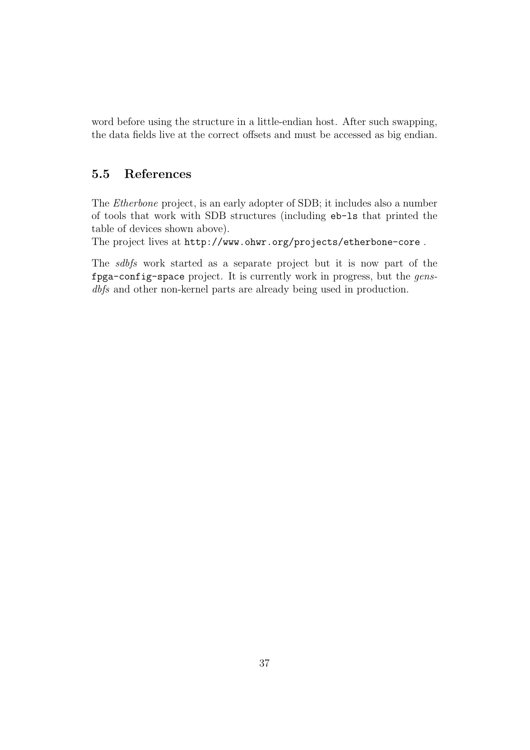word before using the structure in a little-endian host. After such swapping, the data fields live at the correct offsets and must be accessed as big endian.

## 5.5 References

The *Etherbone* project, is an early adopter of SDB; it includes also a number of tools that work with SDB structures (including `eb-ls` that printed the table of devices shown above).
The project lives at `http://www.ohwr.org/projects/etherbone-core` .

The *sdbfs* work started as a separate project but it is now part of the `fpga-config-space` project. It is currently work in progress, but the *gensdbfs* and other non-kernel parts are already being used in production.